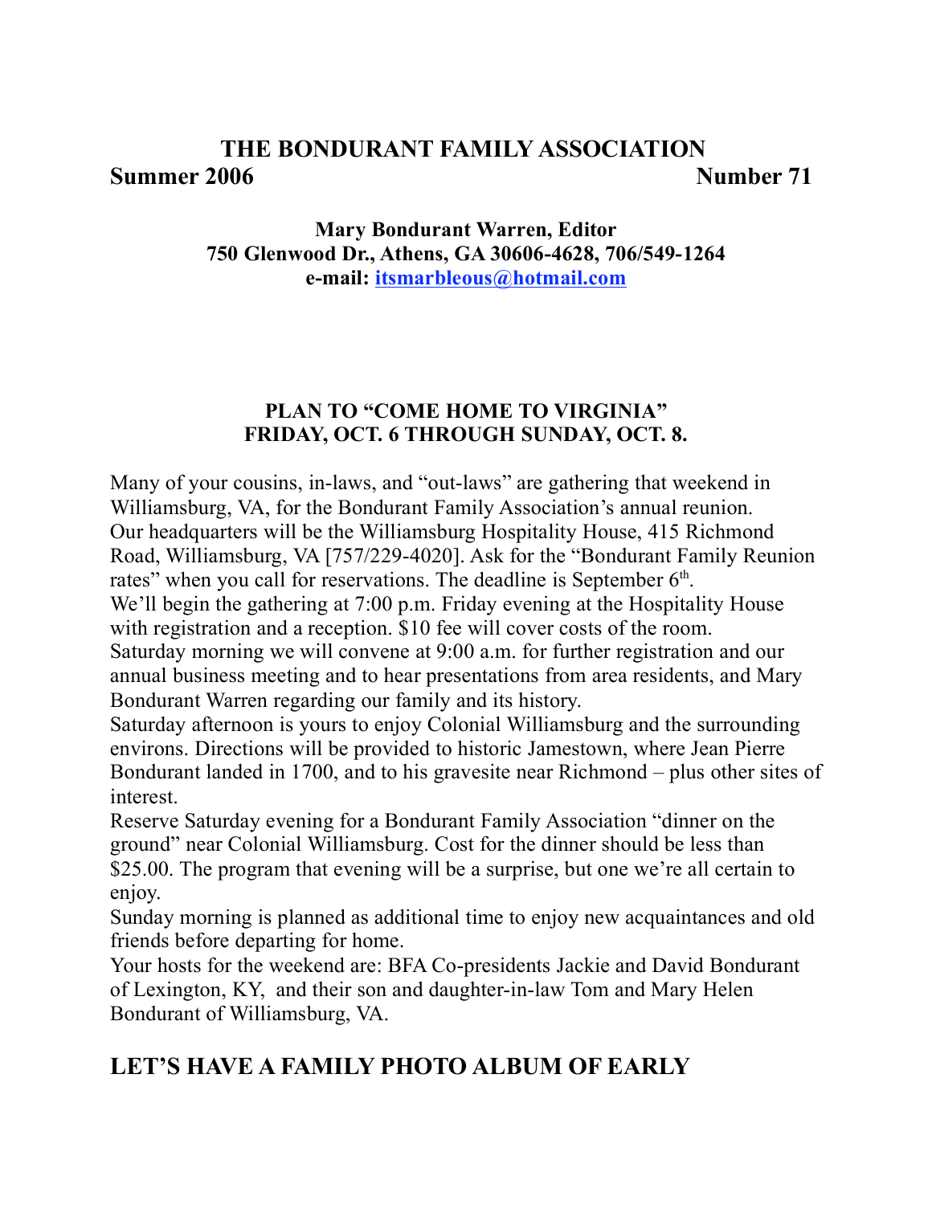# THE BONDURANT FAMILY ASSOCIATION

**Summer 2006** **Number 71**

**Mary Bondurant Warren, Editor**
**750 Glenwood Dr., Athens, GA 30606-4628, 706/549-1264**
**e-mail: itsmarbleous@hotmail.com**

### PLAN TO "COME HOME TO VIRGINIA"
### FRIDAY, OCT. 6 THROUGH SUNDAY, OCT. 8.

Many of your cousins, in-laws, and "out-laws" are gathering that weekend in Williamsburg, VA, for the Bondurant Family Association's annual reunion.
Our headquarters will be the Williamsburg Hospitality House, 415 Richmond Road, Williamsburg, VA [757/229-4020]. Ask for the "Bondurant Family Reunion rates" when you call for reservations. The deadline is September 6th.
We'll begin the gathering at 7:00 p.m. Friday evening at the Hospitality House with registration and a reception. $10 fee will cover costs of the room.
Saturday morning we will convene at 9:00 a.m. for further registration and our annual business meeting and to hear presentations from area residents, and Mary Bondurant Warren regarding our family and its history.
Saturday afternoon is yours to enjoy Colonial Williamsburg and the surrounding environs. Directions will be provided to historic Jamestown, where Jean Pierre Bondurant landed in 1700, and to his gravesite near Richmond – plus other sites of interest.
Reserve Saturday evening for a Bondurant Family Association "dinner on the ground" near Colonial Williamsburg. Cost for the dinner should be less than $25.00. The program that evening will be a surprise, but one we're all certain to enjoy.
Sunday morning is planned as additional time to enjoy new acquaintances and old friends before departing for home.
Your hosts for the weekend are: BFA Co-presidents Jackie and David Bondurant of Lexington, KY, and their son and daughter-in-law Tom and Mary Helen Bondurant of Williamsburg, VA.

## LET'S HAVE A FAMILY PHOTO ALBUM OF EARLY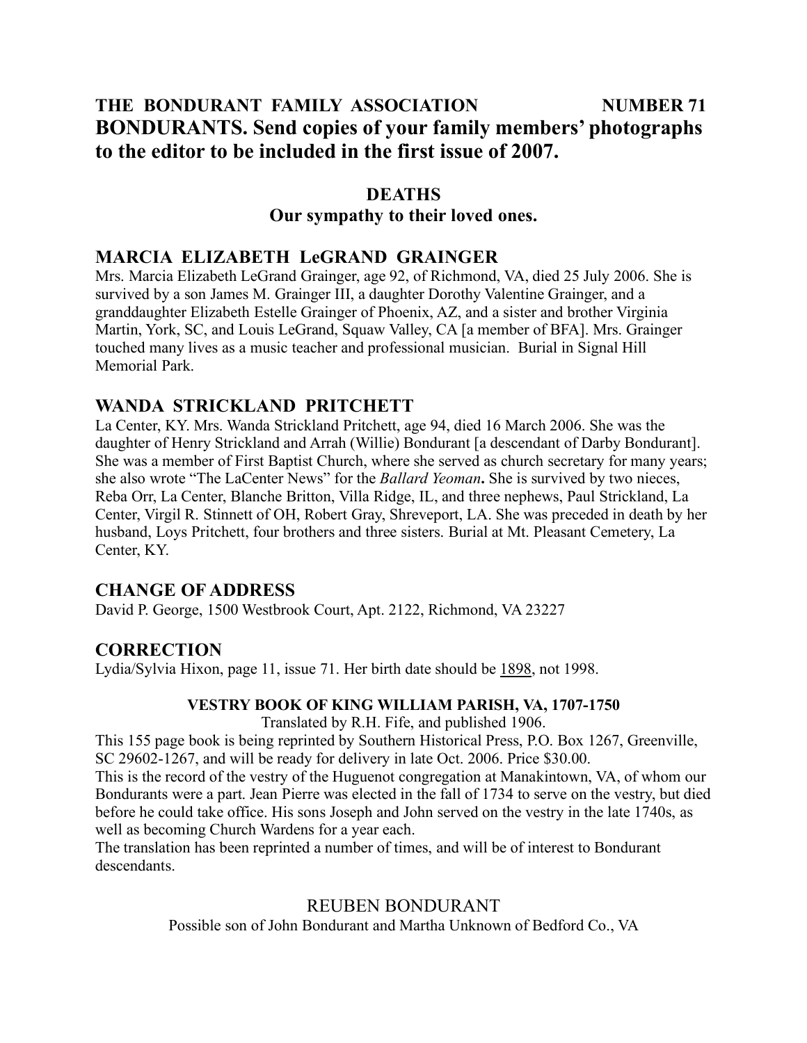**BONDURANTS. Send copies of your family members' photographs to the editor to be included in the first issue of 2007.**

## DEATHS

**Our sympathy to their loved ones.**

### MARCIA ELIZABETH LeGRAND GRAINGER

Mrs. Marcia Elizabeth LeGrand Grainger, age 92, of Richmond, VA, died 25 July 2006. She is survived by a son James M. Grainger III, a daughter Dorothy Valentine Grainger, and a granddaughter Elizabeth Estelle Grainger of Phoenix, AZ, and a sister and brother Virginia Martin, York, SC, and Louis LeGrand, Squaw Valley, CA [a member of BFA]. Mrs. Grainger touched many lives as a music teacher and professional musician. Burial in Signal Hill Memorial Park.

### WANDA STRICKLAND PRITCHETT

La Center, KY. Mrs. Wanda Strickland Pritchett, age 94, died 16 March 2006. She was the daughter of Henry Strickland and Arrah (Willie) Bondurant [a descendant of Darby Bondurant]. She was a member of First Baptist Church, where she served as church secretary for many years; she also wrote "The LaCenter News" for the *Ballard Yeoman***.** She is survived by two nieces, Reba Orr, La Center, Blanche Britton, Villa Ridge, IL, and three nephews, Paul Strickland, La Center, Virgil R. Stinnett of OH, Robert Gray, Shreveport, LA. She was preceded in death by her husband, Loys Pritchett, four brothers and three sisters. Burial at Mt. Pleasant Cemetery, La Center, KY.

## CHANGE OF ADDRESS

David P. George, 1500 Westbrook Court, Apt. 2122, Richmond, VA 23227

## CORRECTION

Lydia/Sylvia Hixon, page 11, issue 71. Her birth date should be 1898, not 1998.

### VESTRY BOOK OF KING WILLIAM PARISH, VA, 1707-1750

Translated by R.H. Fife, and published 1906.

This 155 page book is being reprinted by Southern Historical Press, P.O. Box 1267, Greenville, SC 29602-1267, and will be ready for delivery in late Oct. 2006. Price $30.00.

This is the record of the vestry of the Huguenot congregation at Manakintown, VA, of whom our Bondurants were a part. Jean Pierre was elected in the fall of 1734 to serve on the vestry, but died before he could take office. His sons Joseph and John served on the vestry in the late 1740s, as well as becoming Church Wardens for a year each.

The translation has been reprinted a number of times, and will be of interest to Bondurant descendants.

## REUBEN BONDURANT

Possible son of John Bondurant and Martha Unknown of Bedford Co., VA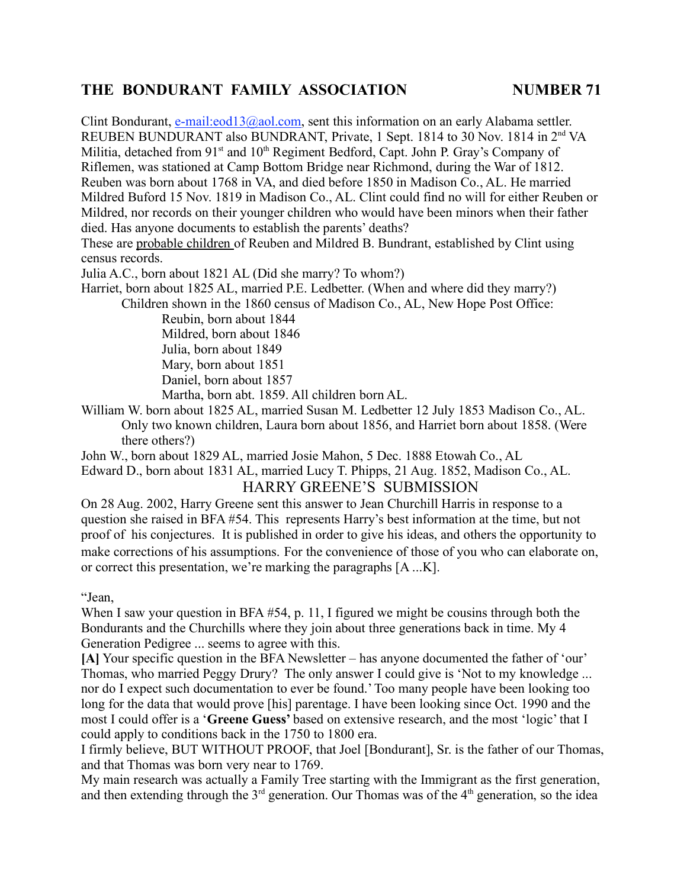# THE BONDURANT FAMILY ASSOCIATION NUMBER 71

Clint Bondurant, e-mail:eod13@aol.com, sent this information on an early Alabama settler. REUBEN BUNDURANT also BUNDRANT, Private, 1 Sept. 1814 to 30 Nov. 1814 in 2nd VA Militia, detached from 91st and 10th Regiment Bedford, Capt. John P. Gray's Company of Riflemen, was stationed at Camp Bottom Bridge near Richmond, during the War of 1812. Reuben was born about 1768 in VA, and died before 1850 in Madison Co., AL. He married Mildred Buford 15 Nov. 1819 in Madison Co., AL. Clint could find no will for either Reuben or Mildred, nor records on their younger children who would have been minors when their father died. Has anyone documents to establish the parents' deaths?

These are probable children of Reuben and Mildred B. Bundrant, established by Clint using census records.

Julia A.C., born about 1821 AL (Did she marry? To whom?)

Harriet, born about 1825 AL, married P.E. Ledbetter. (When and where did they marry?)

- Children shown in the 1860 census of Madison Co., AL, New Hope Post Office:
  - Reubin, born about 1844
  - Mildred, born about 1846
  - Julia, born about 1849
  - Mary, born about 1851
  - Daniel, born about 1857
  - Martha, born abt. 1859. All children born AL.

William W. born about 1825 AL, married Susan M. Ledbetter 12 July 1853 Madison Co., AL.
Only two known children, Laura born about 1856, and Harriet born about 1858. (Were there others?)

John W., born about 1829 AL, married Josie Mahon, 5 Dec. 1888 Etowah Co., AL

Edward D., born about 1831 AL, married Lucy T. Phipps, 21 Aug. 1852, Madison Co., AL.

## HARRY GREENE'S SUBMISSION

On 28 Aug. 2002, Harry Greene sent this answer to Jean Churchill Harris in response to a question she raised in BFA #54. This represents Harry's best information at the time, but not proof of his conjectures. It is published in order to give his ideas, and others the opportunity to make corrections of his assumptions. For the convenience of those of you who can elaborate on, or correct this presentation, we're marking the paragraphs [A ...K].

"Jean,

When I saw your question in BFA #54, p. 11, I figured we might be cousins through both the Bondurants and the Churchills where they join about three generations back in time. My 4 Generation Pedigree ... seems to agree with this.

**[A]** Your specific question in the BFA Newsletter – has anyone documented the father of 'our' Thomas, who married Peggy Drury? The only answer I could give is 'Not to my knowledge ... nor do I expect such documentation to ever be found.' Too many people have been looking too long for the data that would prove [his] parentage. I have been looking since Oct. 1990 and the most I could offer is a '**Greene Guess'** based on extensive research, and the most 'logic' that I could apply to conditions back in the 1750 to 1800 era.

I firmly believe, BUT WITHOUT PROOF, that Joel [Bondurant], Sr. is the father of our Thomas, and that Thomas was born very near to 1769.

My main research was actually a Family Tree starting with the Immigrant as the first generation, and then extending through the 3rd generation. Our Thomas was of the 4th generation, so the idea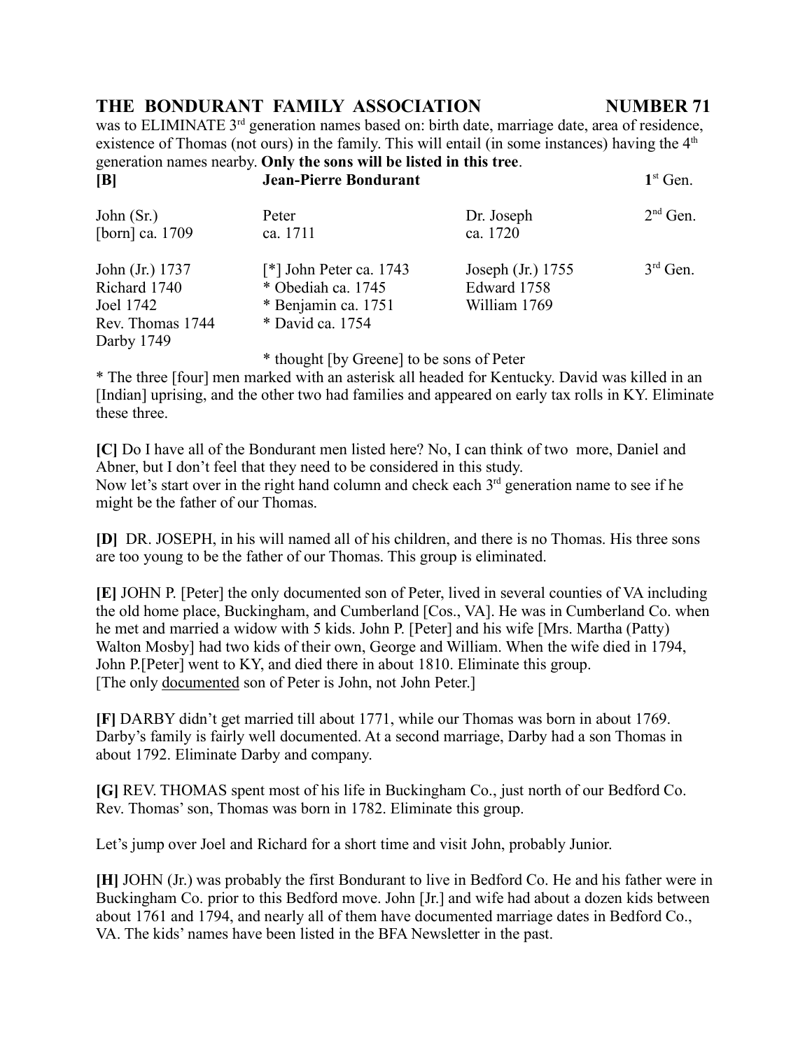was to ELIMINATE 3rd generation names based on: birth date, marriage date, area of residence, existence of Thomas (not ours) in the family. This will entail (in some instances) having the 4th generation names nearby. **Only the sons will be listed in this tree**.

| **[B]** | **Jean-Pierre Bondurant** | | **1st Gen.** |
|---|---|---|---|
| John (Sr.)<br>[born] ca. 1709 | Peter<br>ca. 1711 | Dr. Joseph<br>ca. 1720 | 2nd Gen. |
| John (Jr.) 1737<br>Richard 1740<br>Joel 1742<br>Rev. Thomas 1744<br>Darby 1749 | [*] John Peter ca. 1743<br>* Obediah ca. 1745<br>* Benjamin ca. 1751<br>* David ca. 1754 | Joseph (Jr.) 1755<br>Edward 1758<br>William 1769 | 3rd Gen. |
| | * thought [by Greene] to be sons of Peter | | |

* The three [four] men marked with an asterisk all headed for Kentucky. David was killed in an [Indian] uprising, and the other two had families and appeared on early tax rolls in KY. Eliminate these three.

**[C]** Do I have all of the Bondurant men listed here? No, I can think of two more, Daniel and Abner, but I don't feel that they need to be considered in this study.
Now let's start over in the right hand column and check each 3rd generation name to see if he might be the father of our Thomas.

**[D]** DR. JOSEPH, in his will named all of his children, and there is no Thomas. His three sons are too young to be the father of our Thomas. This group is eliminated.

**[E]** JOHN P. [Peter] the only documented son of Peter, lived in several counties of VA including the old home place, Buckingham, and Cumberland [Cos., VA]. He was in Cumberland Co. when he met and married a widow with 5 kids. John P. [Peter] and his wife [Mrs. Martha (Patty) Walton Mosby] had two kids of their own, George and William. When the wife died in 1794, John P.[Peter] went to KY, and died there in about 1810. Eliminate this group.
[The only documented son of Peter is John, not John Peter.]

**[F]** DARBY didn't get married till about 1771, while our Thomas was born in about 1769. Darby's family is fairly well documented. At a second marriage, Darby had a son Thomas in about 1792. Eliminate Darby and company.

**[G]** REV. THOMAS spent most of his life in Buckingham Co., just north of our Bedford Co. Rev. Thomas' son, Thomas was born in 1782. Eliminate this group.

Let's jump over Joel and Richard for a short time and visit John, probably Junior.

**[H]** JOHN (Jr.) was probably the first Bondurant to live in Bedford Co. He and his father were in Buckingham Co. prior to this Bedford move. John [Jr.] and wife had about a dozen kids between about 1761 and 1794, and nearly all of them have documented marriage dates in Bedford Co., VA. The kids' names have been listed in the BFA Newsletter in the past.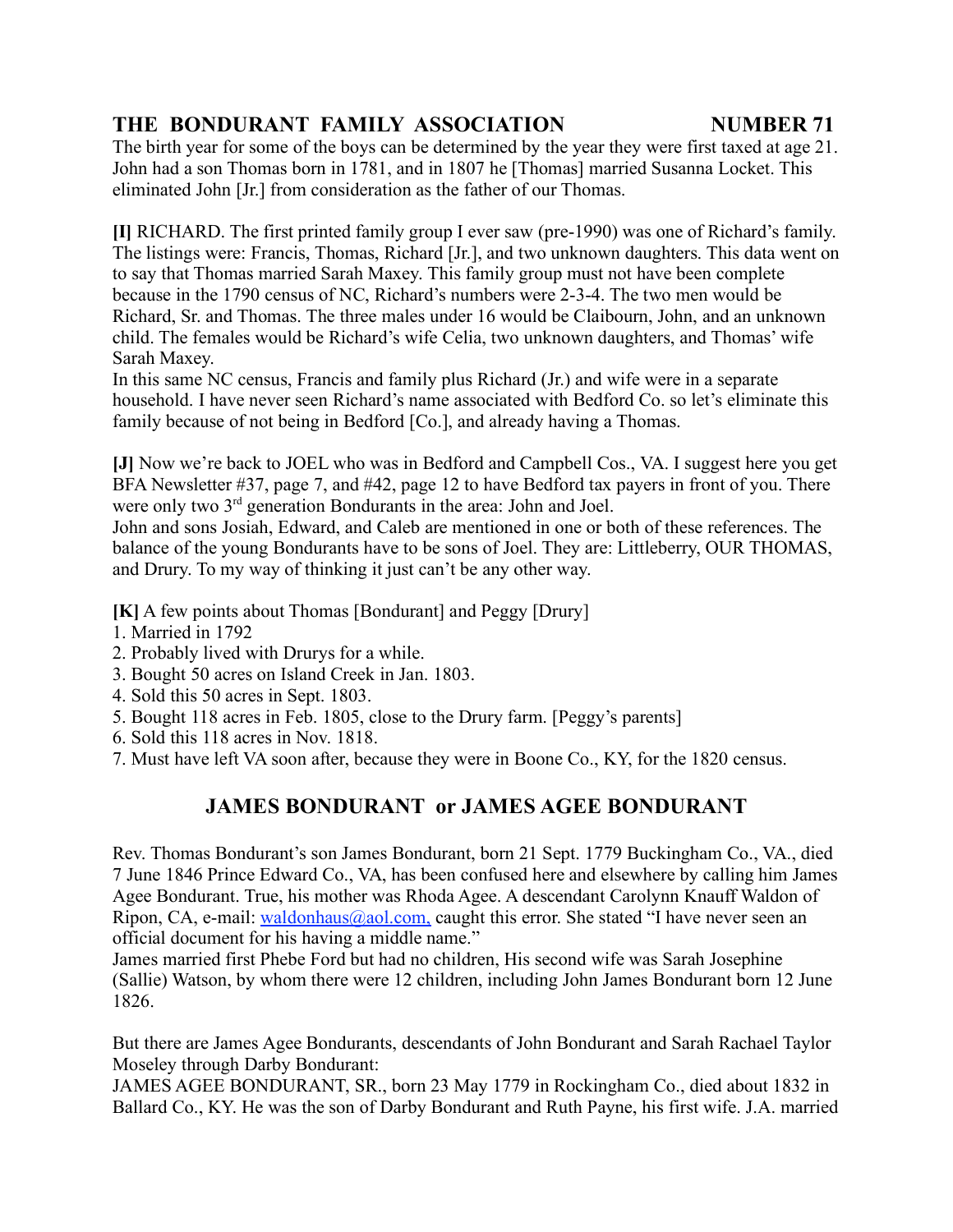The birth year for some of the boys can be determined by the year they were first taxed at age 21. John had a son Thomas born in 1781, and in 1807 he [Thomas] married Susanna Locket. This eliminated John [Jr.] from consideration as the father of our Thomas.

**[I]** RICHARD. The first printed family group I ever saw (pre-1990) was one of Richard's family. The listings were: Francis, Thomas, Richard [Jr.], and two unknown daughters. This data went on to say that Thomas married Sarah Maxey. This family group must not have been complete because in the 1790 census of NC, Richard's numbers were 2-3-4. The two men would be Richard, Sr. and Thomas. The three males under 16 would be Claibourn, John, and an unknown child. The females would be Richard's wife Celia, two unknown daughters, and Thomas' wife Sarah Maxey.
In this same NC census, Francis and family plus Richard (Jr.) and wife were in a separate household. I have never seen Richard's name associated with Bedford Co. so let's eliminate this family because of not being in Bedford [Co.], and already having a Thomas.

**[J]** Now we're back to JOEL who was in Bedford and Campbell Cos., VA. I suggest here you get BFA Newsletter #37, page 7, and #42, page 12 to have Bedford tax payers in front of you. There were only two 3rd generation Bondurants in the area: John and Joel.
John and sons Josiah, Edward, and Caleb are mentioned in one or both of these references. The balance of the young Bondurants have to be sons of Joel. They are: Littleberry, OUR THOMAS, and Drury. To my way of thinking it just can't be any other way.

**[K]** A few points about Thomas [Bondurant] and Peggy [Drury]
1. Married in 1792
2. Probably lived with Drurys for a while.
3. Bought 50 acres on Island Creek in Jan. 1803.
4. Sold this 50 acres in Sept. 1803.
5. Bought 118 acres in Feb. 1805, close to the Drury farm. [Peggy's parents]
6. Sold this 118 acres in Nov. 1818.
7. Must have left VA soon after, because they were in Boone Co., KY, for the 1820 census.

## JAMES BONDURANT or JAMES AGEE BONDURANT

Rev. Thomas Bondurant's son James Bondurant, born 21 Sept. 1779 Buckingham Co., VA., died 7 June 1846 Prince Edward Co., VA, has been confused here and elsewhere by calling him James Agee Bondurant. True, his mother was Rhoda Agee. A descendant Carolynn Knauff Waldon of Ripon, CA, e-mail: waldonhaus@aol.com, caught this error. She stated "I have never seen an official document for his having a middle name."
James married first Phebe Ford but had no children, His second wife was Sarah Josephine (Sallie) Watson, by whom there were 12 children, including John James Bondurant born 12 June 1826.

But there are James Agee Bondurants, descendants of John Bondurant and Sarah Rachael Taylor Moseley through Darby Bondurant:
JAMES AGEE BONDURANT, SR., born 23 May 1779 in Rockingham Co., died about 1832 in Ballard Co., KY. He was the son of Darby Bondurant and Ruth Payne, his first wife. J.A. married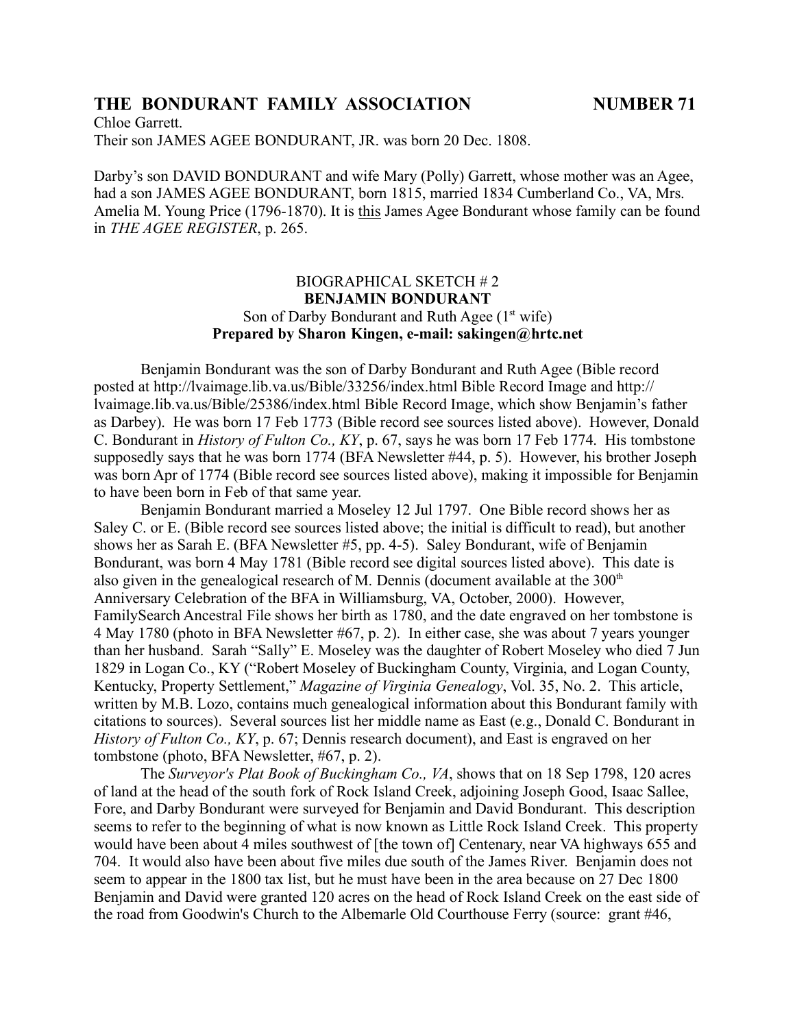Chloe Garrett.

Their son JAMES AGEE BONDURANT, JR. was born 20 Dec. 1808.

Darby's son DAVID BONDURANT and wife Mary (Polly) Garrett, whose mother was an Agee, had a son JAMES AGEE BONDURANT, born 1815, married 1834 Cumberland Co., VA, Mrs. Amelia M. Young Price (1796-1870). It is this James Agee Bondurant whose family can be found in *THE AGEE REGISTER*, p. 265.

## BIOGRAPHICAL SKETCH # 2
## **BENJAMIN BONDURANT**
### Son of Darby Bondurant and Ruth Agee (1st wife)
### **Prepared by Sharon Kingen, e-mail: sakingen@hrtc.net**

Benjamin Bondurant was the son of Darby Bondurant and Ruth Agee (Bible record posted at http://lvaimage.lib.va.us/Bible/33256/index.html Bible Record Image and http://lvaimage.lib.va.us/Bible/25386/index.html Bible Record Image, which show Benjamin's father as Darbey). He was born 17 Feb 1773 (Bible record see sources listed above). However, Donald C. Bondurant in *History of Fulton Co., KY*, p. 67, says he was born 17 Feb 1774. His tombstone supposedly says that he was born 1774 (BFA Newsletter #44, p. 5). However, his brother Joseph was born Apr of 1774 (Bible record see sources listed above), making it impossible for Benjamin to have been born in Feb of that same year.

Benjamin Bondurant married a Moseley 12 Jul 1797. One Bible record shows her as Saley C. or E. (Bible record see sources listed above; the initial is difficult to read), but another shows her as Sarah E. (BFA Newsletter #5, pp. 4-5). Saley Bondurant, wife of Benjamin Bondurant, was born 4 May 1781 (Bible record see digital sources listed above). This date is also given in the genealogical research of M. Dennis (document available at the 300th Anniversary Celebration of the BFA in Williamsburg, VA, October, 2000). However, FamilySearch Ancestral File shows her birth as 1780, and the date engraved on her tombstone is 4 May 1780 (photo in BFA Newsletter #67, p. 2). In either case, she was about 7 years younger than her husband. Sarah "Sally" E. Moseley was the daughter of Robert Moseley who died 7 Jun 1829 in Logan Co., KY ("Robert Moseley of Buckingham County, Virginia, and Logan County, Kentucky, Property Settlement," *Magazine of Virginia Genealogy*, Vol. 35, No. 2. This article, written by M.B. Lozo, contains much genealogical information about this Bondurant family with citations to sources). Several sources list her middle name as East (e.g., Donald C. Bondurant in *History of Fulton Co., KY*, p. 67; Dennis research document), and East is engraved on her tombstone (photo, BFA Newsletter, #67, p. 2).

The *Surveyor's Plat Book of Buckingham Co., VA*, shows that on 18 Sep 1798, 120 acres of land at the head of the south fork of Rock Island Creek, adjoining Joseph Good, Isaac Sallee, Fore, and Darby Bondurant were surveyed for Benjamin and David Bondurant. This description seems to refer to the beginning of what is now known as Little Rock Island Creek. This property would have been about 4 miles southwest of [the town of] Centenary, near VA highways 655 and 704. It would also have been about five miles due south of the James River. Benjamin does not seem to appear in the 1800 tax list, but he must have been in the area because on 27 Dec 1800 Benjamin and David were granted 120 acres on the head of Rock Island Creek on the east side of the road from Goodwin's Church to the Albemarle Old Courthouse Ferry (source: grant #46,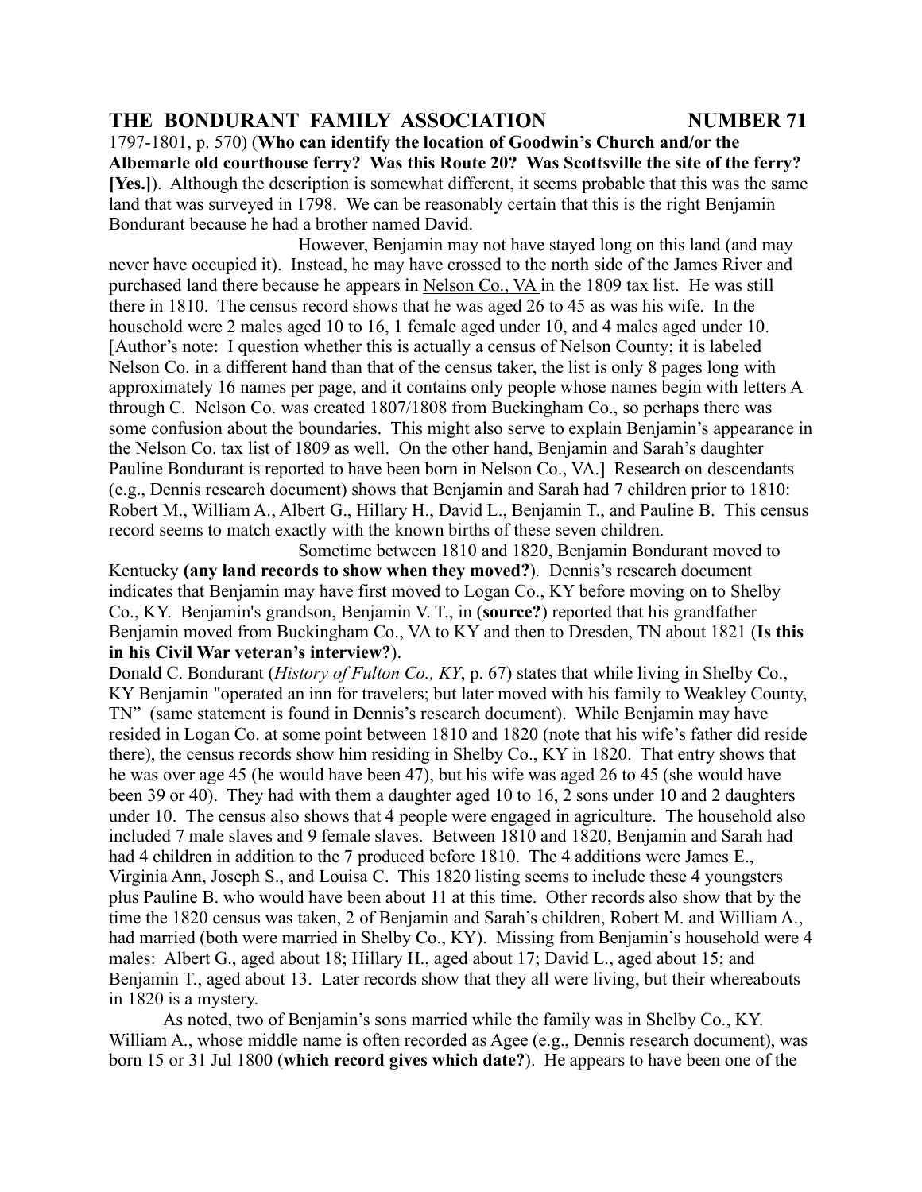1797-1801, p. 570) (**Who can identify the location of Goodwin's Church and/or the Albemarle old courthouse ferry? Was this Route 20? Was Scottsville the site of the ferry? [Yes.]**). Although the description is somewhat different, it seems probable that this was the same land that was surveyed in 1798. We can be reasonably certain that this is the right Benjamin Bondurant because he had a brother named David.

However, Benjamin may not have stayed long on this land (and may never have occupied it). Instead, he may have crossed to the north side of the James River and purchased land there because he appears in Nelson Co., VA in the 1809 tax list. He was still there in 1810. The census record shows that he was aged 26 to 45 as was his wife. In the household were 2 males aged 10 to 16, 1 female aged under 10, and 4 males aged under 10. [Author's note: I question whether this is actually a census of Nelson County; it is labeled Nelson Co. in a different hand than that of the census taker, the list is only 8 pages long with approximately 16 names per page, and it contains only people whose names begin with letters A through C. Nelson Co. was created 1807/1808 from Buckingham Co., so perhaps there was some confusion about the boundaries. This might also serve to explain Benjamin's appearance in the Nelson Co. tax list of 1809 as well. On the other hand, Benjamin and Sarah's daughter Pauline Bondurant is reported to have been born in Nelson Co., VA.] Research on descendants (e.g., Dennis research document) shows that Benjamin and Sarah had 7 children prior to 1810: Robert M., William A., Albert G., Hillary H., David L., Benjamin T., and Pauline B. This census record seems to match exactly with the known births of these seven children.

Sometime between 1810 and 1820, Benjamin Bondurant moved to Kentucky **(any land records to show when they moved?)**. Dennis's research document indicates that Benjamin may have first moved to Logan Co., KY before moving on to Shelby Co., KY. Benjamin's grandson, Benjamin V. T., in (**source?**) reported that his grandfather Benjamin moved from Buckingham Co., VA to KY and then to Dresden, TN about 1821 (**Is this in his Civil War veteran's interview?**).

Donald C. Bondurant (*History of Fulton Co., KY*, p. 67) states that while living in Shelby Co., KY Benjamin "operated an inn for travelers; but later moved with his family to Weakley County, TN" (same statement is found in Dennis's research document). While Benjamin may have resided in Logan Co. at some point between 1810 and 1820 (note that his wife's father did reside there), the census records show him residing in Shelby Co., KY in 1820. That entry shows that he was over age 45 (he would have been 47), but his wife was aged 26 to 45 (she would have been 39 or 40). They had with them a daughter aged 10 to 16, 2 sons under 10 and 2 daughters under 10. The census also shows that 4 people were engaged in agriculture. The household also included 7 male slaves and 9 female slaves. Between 1810 and 1820, Benjamin and Sarah had had 4 children in addition to the 7 produced before 1810. The 4 additions were James E., Virginia Ann, Joseph S., and Louisa C. This 1820 listing seems to include these 4 youngsters plus Pauline B. who would have been about 11 at this time. Other records also show that by the time the 1820 census was taken, 2 of Benjamin and Sarah's children, Robert M. and William A., had married (both were married in Shelby Co., KY). Missing from Benjamin's household were 4 males: Albert G., aged about 18; Hillary H., aged about 17; David L., aged about 15; and Benjamin T., aged about 13. Later records show that they all were living, but their whereabouts in 1820 is a mystery.

As noted, two of Benjamin's sons married while the family was in Shelby Co., KY. William A., whose middle name is often recorded as Agee (e.g., Dennis research document), was born 15 or 31 Jul 1800 (**which record gives which date?**). He appears to have been one of the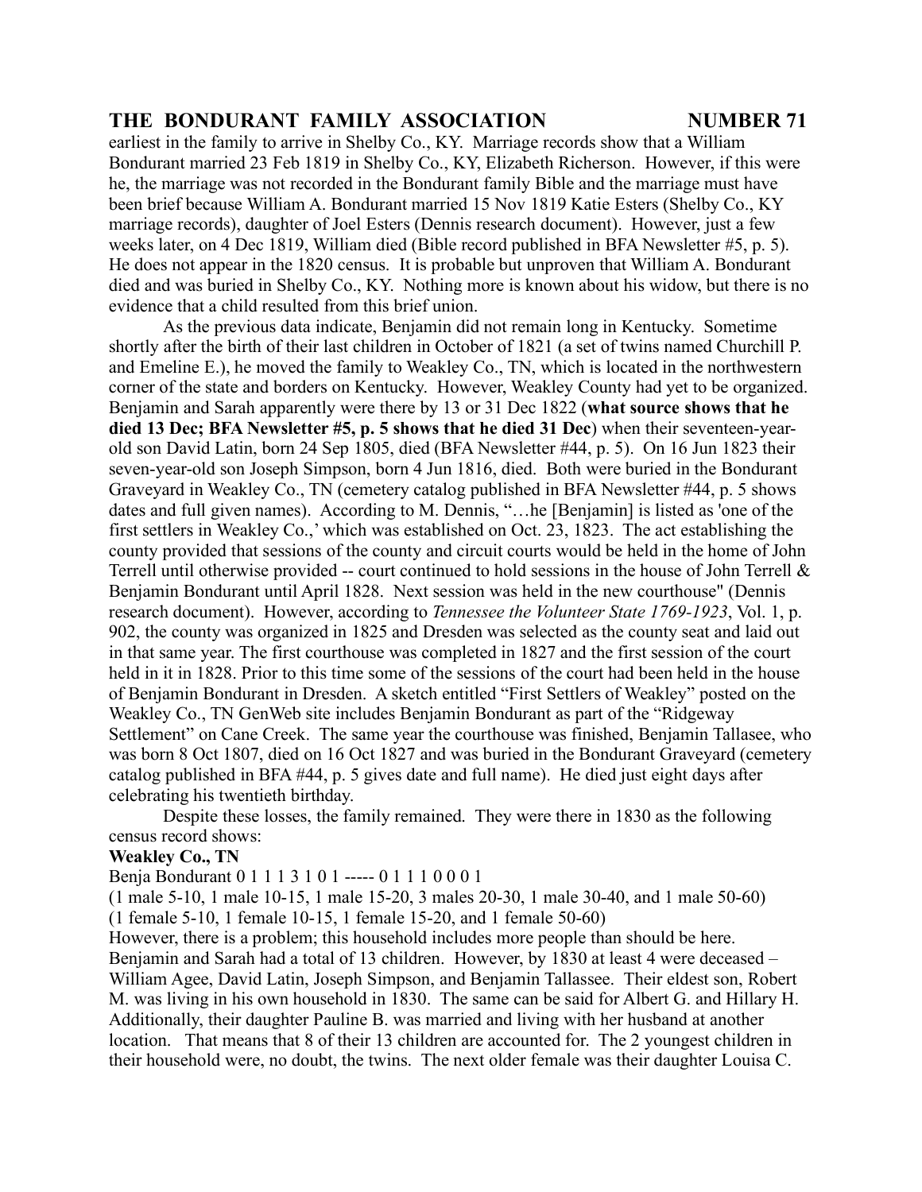earliest in the family to arrive in Shelby Co., KY. Marriage records show that a William Bondurant married 23 Feb 1819 in Shelby Co., KY, Elizabeth Richerson. However, if this were he, the marriage was not recorded in the Bondurant family Bible and the marriage must have been brief because William A. Bondurant married 15 Nov 1819 Katie Esters (Shelby Co., KY marriage records), daughter of Joel Esters (Dennis research document). However, just a few weeks later, on 4 Dec 1819, William died (Bible record published in BFA Newsletter #5, p. 5). He does not appear in the 1820 census. It is probable but unproven that William A. Bondurant died and was buried in Shelby Co., KY. Nothing more is known about his widow, but there is no evidence that a child resulted from this brief union.

As the previous data indicate, Benjamin did not remain long in Kentucky. Sometime shortly after the birth of their last children in October of 1821 (a set of twins named Churchill P. and Emeline E.), he moved the family to Weakley Co., TN, which is located in the northwestern corner of the state and borders on Kentucky. However, Weakley County had yet to be organized. Benjamin and Sarah apparently were there by 13 or 31 Dec 1822 (**what source shows that he died 13 Dec; BFA Newsletter #5, p. 5 shows that he died 31 Dec**) when their seventeen-year-old son David Latin, born 24 Sep 1805, died (BFA Newsletter #44, p. 5). On 16 Jun 1823 their seven-year-old son Joseph Simpson, born 4 Jun 1816, died. Both were buried in the Bondurant Graveyard in Weakley Co., TN (cemetery catalog published in BFA Newsletter #44, p. 5 shows dates and full given names). According to M. Dennis, "…he [Benjamin] is listed as 'one of the first settlers in Weakley Co.,' which was established on Oct. 23, 1823. The act establishing the county provided that sessions of the county and circuit courts would be held in the home of John Terrell until otherwise provided -- court continued to hold sessions in the house of John Terrell & Benjamin Bondurant until April 1828. Next session was held in the new courthouse" (Dennis research document). However, according to *Tennessee the Volunteer State 1769-1923*, Vol. 1, p. 902, the county was organized in 1825 and Dresden was selected as the county seat and laid out in that same year. The first courthouse was completed in 1827 and the first session of the court held in it in 1828. Prior to this time some of the sessions of the court had been held in the house of Benjamin Bondurant in Dresden. A sketch entitled "First Settlers of Weakley" posted on the Weakley Co., TN GenWeb site includes Benjamin Bondurant as part of the "Ridgeway Settlement" on Cane Creek. The same year the courthouse was finished, Benjamin Tallasee, who was born 8 Oct 1807, died on 16 Oct 1827 and was buried in the Bondurant Graveyard (cemetery catalog published in BFA #44, p. 5 gives date and full name). He died just eight days after celebrating his twentieth birthday.

Despite these losses, the family remained. They were there in 1830 as the following census record shows:

**Weakley Co., TN**

Benja Bondurant 0 1 1 1 3 1 0 1 ----- 0 1 1 1 0 0 0 1

(1 male 5-10, 1 male 10-15, 1 male 15-20, 3 males 20-30, 1 male 30-40, and 1 male 50-60)
(1 female 5-10, 1 female 10-15, 1 female 15-20, and 1 female 50-60)

However, there is a problem; this household includes more people than should be here. Benjamin and Sarah had a total of 13 children. However, by 1830 at least 4 were deceased – William Agee, David Latin, Joseph Simpson, and Benjamin Tallassee. Their eldest son, Robert M. was living in his own household in 1830. The same can be said for Albert G. and Hillary H. Additionally, their daughter Pauline B. was married and living with her husband at another location. That means that 8 of their 13 children are accounted for. The 2 youngest children in their household were, no doubt, the twins. The next older female was their daughter Louisa C.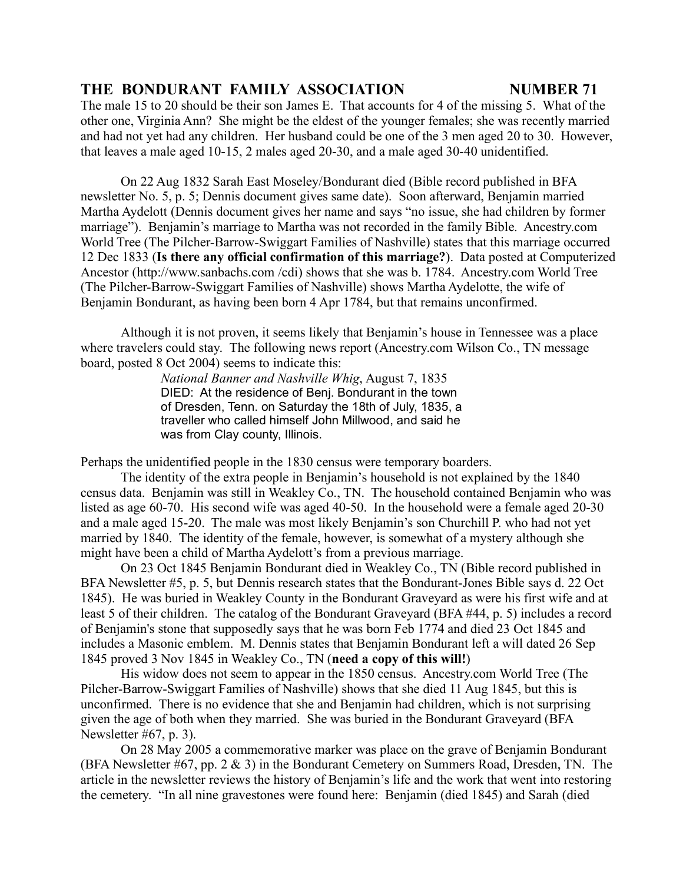The male 15 to 20 should be their son James E. That accounts for 4 of the missing 5. What of the other one, Virginia Ann? She might be the eldest of the younger females; she was recently married and had not yet had any children. Her husband could be one of the 3 men aged 20 to 30. However, that leaves a male aged 10-15, 2 males aged 20-30, and a male aged 30-40 unidentified.

On 22 Aug 1832 Sarah East Moseley/Bondurant died (Bible record published in BFA newsletter No. 5, p. 5; Dennis document gives same date). Soon afterward, Benjamin married Martha Aydelott (Dennis document gives her name and says "no issue, she had children by former marriage"). Benjamin's marriage to Martha was not recorded in the family Bible. Ancestry.com World Tree (The Pilcher-Barrow-Swiggart Families of Nashville) states that this marriage occurred 12 Dec 1833 (**Is there any official confirmation of this marriage?**). Data posted at Computerized Ancestor (http://www.sanbachs.com /cdi) shows that she was b. 1784. Ancestry.com World Tree (The Pilcher-Barrow-Swiggart Families of Nashville) shows Martha Aydelotte, the wife of Benjamin Bondurant, as having been born 4 Apr 1784, but that remains unconfirmed.

Although it is not proven, it seems likely that Benjamin's house in Tennessee was a place where travelers could stay. The following news report (Ancestry.com Wilson Co., TN message board, posted 8 Oct 2004) seems to indicate this:

> *National Banner and Nashville Whig*, August 7, 1835
> DIED: At the residence of Benj. Bondurant in the town of Dresden, Tenn. on Saturday the 18th of July, 1835, a traveller who called himself John Millwood, and said he was from Clay county, Illinois.

Perhaps the unidentified people in the 1830 census were temporary boarders.

The identity of the extra people in Benjamin's household is not explained by the 1840 census data. Benjamin was still in Weakley Co., TN. The household contained Benjamin who was listed as age 60-70. His second wife was aged 40-50. In the household were a female aged 20-30 and a male aged 15-20. The male was most likely Benjamin's son Churchill P. who had not yet married by 1840. The identity of the female, however, is somewhat of a mystery although she might have been a child of Martha Aydelott's from a previous marriage.

On 23 Oct 1845 Benjamin Bondurant died in Weakley Co., TN (Bible record published in BFA Newsletter #5, p. 5, but Dennis research states that the Bondurant-Jones Bible says d. 22 Oct 1845). He was buried in Weakley County in the Bondurant Graveyard as were his first wife and at least 5 of their children. The catalog of the Bondurant Graveyard (BFA #44, p. 5) includes a record of Benjamin's stone that supposedly says that he was born Feb 1774 and died 23 Oct 1845 and includes a Masonic emblem. M. Dennis states that Benjamin Bondurant left a will dated 26 Sep 1845 proved 3 Nov 1845 in Weakley Co., TN (**need a copy of this will!**)

His widow does not seem to appear in the 1850 census. Ancestry.com World Tree (The Pilcher-Barrow-Swiggart Families of Nashville) shows that she died 11 Aug 1845, but this is unconfirmed. There is no evidence that she and Benjamin had children, which is not surprising given the age of both when they married. She was buried in the Bondurant Graveyard (BFA Newsletter #67, p. 3).

On 28 May 2005 a commemorative marker was place on the grave of Benjamin Bondurant (BFA Newsletter #67, pp. 2 & 3) in the Bondurant Cemetery on Summers Road, Dresden, TN. The article in the newsletter reviews the history of Benjamin's life and the work that went into restoring the cemetery. "In all nine gravestones were found here: Benjamin (died 1845) and Sarah (died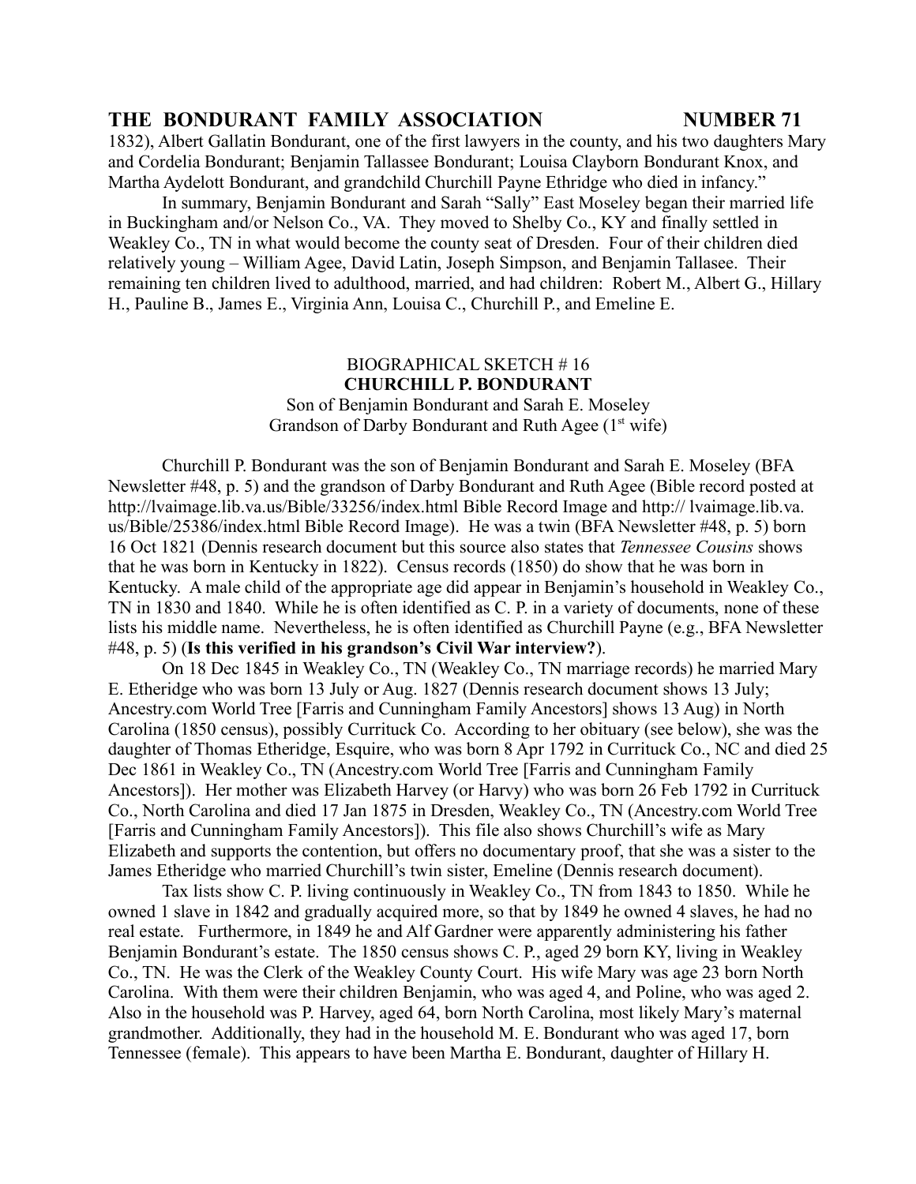1832), Albert Gallatin Bondurant, one of the first lawyers in the county, and his two daughters Mary and Cordelia Bondurant; Benjamin Tallassee Bondurant; Louisa Clayborn Bondurant Knox, and Martha Aydelott Bondurant, and grandchild Churchill Payne Ethridge who died in infancy."

In summary, Benjamin Bondurant and Sarah "Sally" East Moseley began their married life in Buckingham and/or Nelson Co., VA. They moved to Shelby Co., KY and finally settled in Weakley Co., TN in what would become the county seat of Dresden. Four of their children died relatively young – William Agee, David Latin, Joseph Simpson, and Benjamin Tallasee. Their remaining ten children lived to adulthood, married, and had children: Robert M., Albert G., Hillary H., Pauline B., James E., Virginia Ann, Louisa C., Churchill P., and Emeline E.

BIOGRAPHICAL SKETCH # 16

## CHURCHILL P. BONDURANT

Son of Benjamin Bondurant and Sarah E. Moseley
Grandson of Darby Bondurant and Ruth Agee (1st wife)

Churchill P. Bondurant was the son of Benjamin Bondurant and Sarah E. Moseley (BFA Newsletter #48, p. 5) and the grandson of Darby Bondurant and Ruth Agee (Bible record posted at http://lvaimage.lib.va.us/Bible/33256/index.html Bible Record Image and http:// lvaimage.lib.va. us/Bible/25386/index.html Bible Record Image). He was a twin (BFA Newsletter #48, p. 5) born 16 Oct 1821 (Dennis research document but this source also states that *Tennessee Cousins* shows that he was born in Kentucky in 1822). Census records (1850) do show that he was born in Kentucky. A male child of the appropriate age did appear in Benjamin's household in Weakley Co., TN in 1830 and 1840. While he is often identified as C. P. in a variety of documents, none of these lists his middle name. Nevertheless, he is often identified as Churchill Payne (e.g., BFA Newsletter #48, p. 5) (**Is this verified in his grandson's Civil War interview?**).

On 18 Dec 1845 in Weakley Co., TN (Weakley Co., TN marriage records) he married Mary E. Etheridge who was born 13 July or Aug. 1827 (Dennis research document shows 13 July; Ancestry.com World Tree [Farris and Cunningham Family Ancestors] shows 13 Aug) in North Carolina (1850 census), possibly Currituck Co. According to her obituary (see below), she was the daughter of Thomas Etheridge, Esquire, who was born 8 Apr 1792 in Currituck Co., NC and died 25 Dec 1861 in Weakley Co., TN (Ancestry.com World Tree [Farris and Cunningham Family Ancestors]). Her mother was Elizabeth Harvey (or Harvy) who was born 26 Feb 1792 in Currituck Co., North Carolina and died 17 Jan 1875 in Dresden, Weakley Co., TN (Ancestry.com World Tree [Farris and Cunningham Family Ancestors]). This file also shows Churchill's wife as Mary Elizabeth and supports the contention, but offers no documentary proof, that she was a sister to the James Etheridge who married Churchill's twin sister, Emeline (Dennis research document).

Tax lists show C. P. living continuously in Weakley Co., TN from 1843 to 1850. While he owned 1 slave in 1842 and gradually acquired more, so that by 1849 he owned 4 slaves, he had no real estate. Furthermore, in 1849 he and Alf Gardner were apparently administering his father Benjamin Bondurant's estate. The 1850 census shows C. P., aged 29 born KY, living in Weakley Co., TN. He was the Clerk of the Weakley County Court. His wife Mary was age 23 born North Carolina. With them were their children Benjamin, who was aged 4, and Poline, who was aged 2. Also in the household was P. Harvey, aged 64, born North Carolina, most likely Mary's maternal grandmother. Additionally, they had in the household M. E. Bondurant who was aged 17, born Tennessee (female). This appears to have been Martha E. Bondurant, daughter of Hillary H.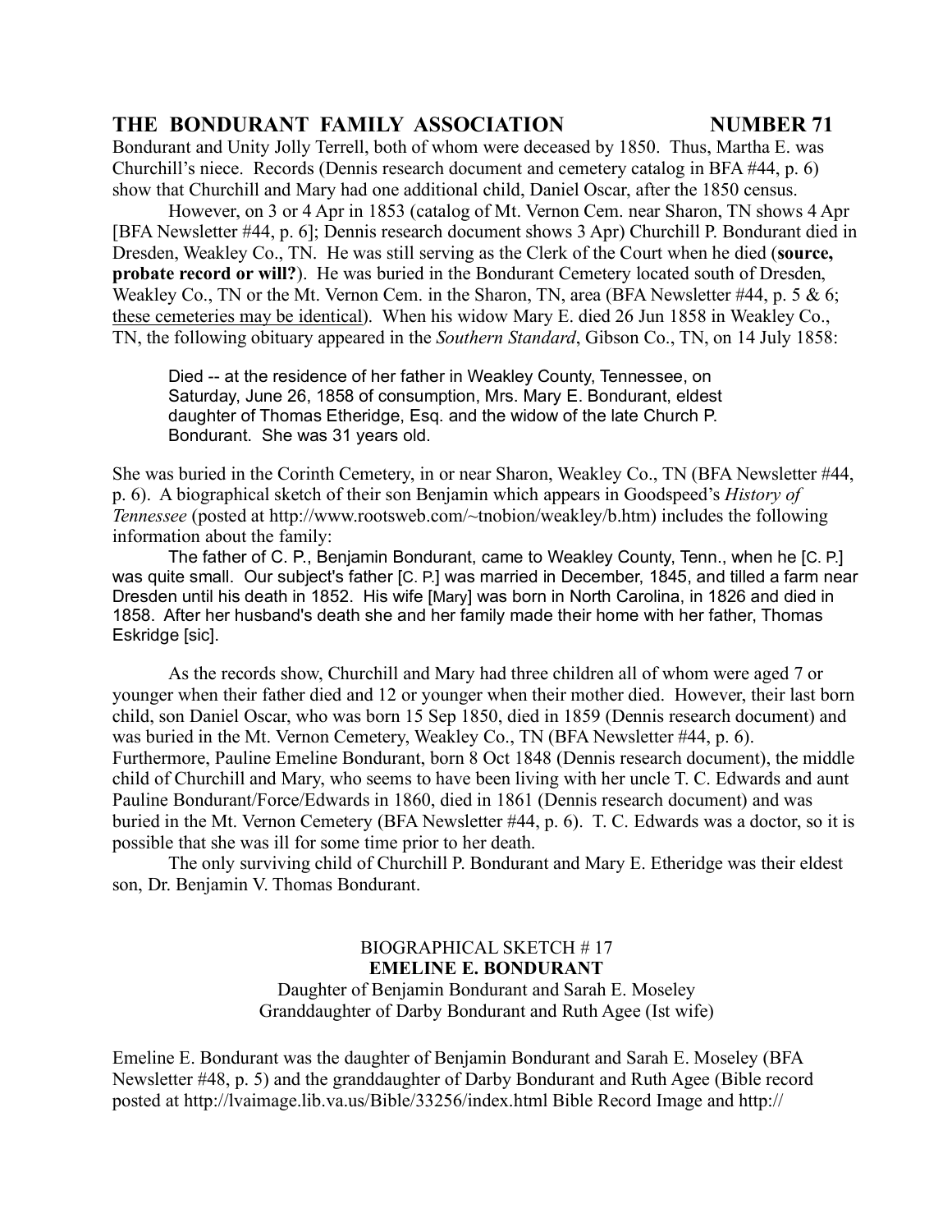Bondurant and Unity Jolly Terrell, both of whom were deceased by 1850. Thus, Martha E. was Churchill's niece. Records (Dennis research document and cemetery catalog in BFA #44, p. 6) show that Churchill and Mary had one additional child, Daniel Oscar, after the 1850 census.

However, on 3 or 4 Apr in 1853 (catalog of Mt. Vernon Cem. near Sharon, TN shows 4 Apr [BFA Newsletter #44, p. 6]; Dennis research document shows 3 Apr) Churchill P. Bondurant died in Dresden, Weakley Co., TN. He was still serving as the Clerk of the Court when he died (**source, probate record or will?**). He was buried in the Bondurant Cemetery located south of Dresden, Weakley Co., TN or the Mt. Vernon Cem. in the Sharon, TN, area (BFA Newsletter #44, p. 5 & 6; these cemeteries may be identical). When his widow Mary E. died 26 Jun 1858 in Weakley Co., TN, the following obituary appeared in the *Southern Standard*, Gibson Co., TN, on 14 July 1858:

> Died -- at the residence of her father in Weakley County, Tennessee, on Saturday, June 26, 1858 of consumption, Mrs. Mary E. Bondurant, eldest daughter of Thomas Etheridge, Esq. and the widow of the late Church P. Bondurant. She was 31 years old.

She was buried in the Corinth Cemetery, in or near Sharon, Weakley Co., TN (BFA Newsletter #44, p. 6). A biographical sketch of their son Benjamin which appears in Goodspeed's *History of Tennessee* (posted at http://www.rootsweb.com/~tnobion/weakley/b.htm) includes the following information about the family:

> The father of C. P., Benjamin Bondurant, came to Weakley County, Tenn., when he [C. P.] was quite small. Our subject's father [C. P.] was married in December, 1845, and tilled a farm near Dresden until his death in 1852. His wife [Mary] was born in North Carolina, in 1826 and died in 1858. After her husband's death she and her family made their home with her father, Thomas Eskridge [sic].

As the records show, Churchill and Mary had three children all of whom were aged 7 or younger when their father died and 12 or younger when their mother died. However, their last born child, son Daniel Oscar, who was born 15 Sep 1850, died in 1859 (Dennis research document) and was buried in the Mt. Vernon Cemetery, Weakley Co., TN (BFA Newsletter #44, p. 6). Furthermore, Pauline Emeline Bondurant, born 8 Oct 1848 (Dennis research document), the middle child of Churchill and Mary, who seems to have been living with her uncle T. C. Edwards and aunt Pauline Bondurant/Force/Edwards in 1860, died in 1861 (Dennis research document) and was buried in the Mt. Vernon Cemetery (BFA Newsletter #44, p. 6). T. C. Edwards was a doctor, so it is possible that she was ill for some time prior to her death.

The only surviving child of Churchill P. Bondurant and Mary E. Etheridge was their eldest son, Dr. Benjamin V. Thomas Bondurant.

## BIOGRAPHICAL SKETCH # 17
## EMELINE E. BONDURANT

Daughter of Benjamin Bondurant and Sarah E. Moseley
Granddaughter of Darby Bondurant and Ruth Agee (Ist wife)

Emeline E. Bondurant was the daughter of Benjamin Bondurant and Sarah E. Moseley (BFA Newsletter #48, p. 5) and the granddaughter of Darby Bondurant and Ruth Agee (Bible record posted at http://lvaimage.lib.va.us/Bible/33256/index.html Bible Record Image and http://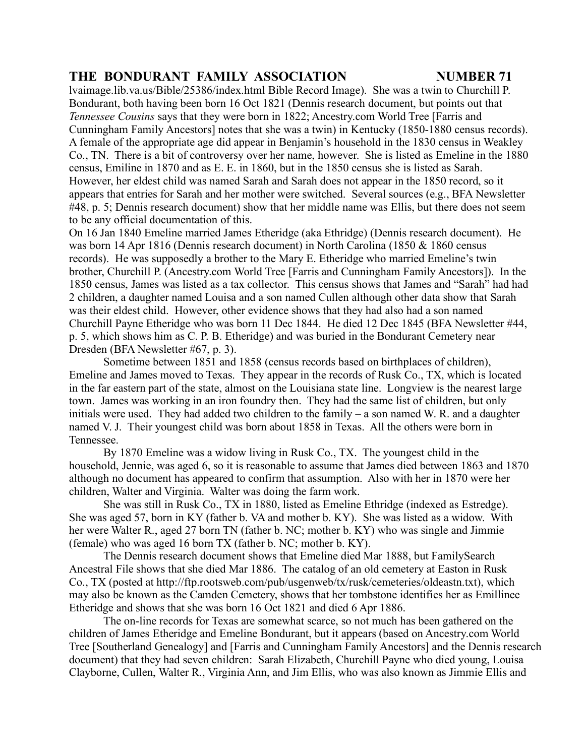lvaimage.lib.va.us/Bible/25386/index.html Bible Record Image). She was a twin to Churchill P. Bondurant, both having been born 16 Oct 1821 (Dennis research document, but points out that *Tennessee Cousins* says that they were born in 1822; Ancestry.com World Tree [Farris and Cunningham Family Ancestors] notes that she was a twin) in Kentucky (1850-1880 census records). A female of the appropriate age did appear in Benjamin's household in the 1830 census in Weakley Co., TN. There is a bit of controversy over her name, however. She is listed as Emeline in the 1880 census, Emiline in 1870 and as E. E. in 1860, but in the 1850 census she is listed as Sarah. However, her eldest child was named Sarah and Sarah does not appear in the 1850 record, so it appears that entries for Sarah and her mother were switched. Several sources (e.g., BFA Newsletter #48, p. 5; Dennis research document) show that her middle name was Ellis, but there does not seem to be any official documentation of this.

On 16 Jan 1840 Emeline married James Etheridge (aka Ethridge) (Dennis research document). He was born 14 Apr 1816 (Dennis research document) in North Carolina (1850 & 1860 census records). He was supposedly a brother to the Mary E. Etheridge who married Emeline's twin brother, Churchill P. (Ancestry.com World Tree [Farris and Cunningham Family Ancestors]). In the 1850 census, James was listed as a tax collector. This census shows that James and "Sarah" had had 2 children, a daughter named Louisa and a son named Cullen although other data show that Sarah was their eldest child. However, other evidence shows that they had also had a son named Churchill Payne Etheridge who was born 11 Dec 1844. He died 12 Dec 1845 (BFA Newsletter #44, p. 5, which shows him as C. P. B. Etheridge) and was buried in the Bondurant Cemetery near Dresden (BFA Newsletter #67, p. 3).

Sometime between 1851 and 1858 (census records based on birthplaces of children), Emeline and James moved to Texas. They appear in the records of Rusk Co., TX, which is located in the far eastern part of the state, almost on the Louisiana state line. Longview is the nearest large town. James was working in an iron foundry then. They had the same list of children, but only initials were used. They had added two children to the family – a son named W. R. and a daughter named V. J. Their youngest child was born about 1858 in Texas. All the others were born in Tennessee.

By 1870 Emeline was a widow living in Rusk Co., TX. The youngest child in the household, Jennie, was aged 6, so it is reasonable to assume that James died between 1863 and 1870 although no document has appeared to confirm that assumption. Also with her in 1870 were her children, Walter and Virginia. Walter was doing the farm work.

She was still in Rusk Co., TX in 1880, listed as Emeline Ethridge (indexed as Estredge). She was aged 57, born in KY (father b. VA and mother b. KY). She was listed as a widow. With her were Walter R., aged 27 born TN (father b. NC; mother b. KY) who was single and Jimmie (female) who was aged 16 born TX (father b. NC; mother b. KY).

The Dennis research document shows that Emeline died Mar 1888, but FamilySearch Ancestral File shows that she died Mar 1886. The catalog of an old cemetery at Easton in Rusk Co., TX (posted at http://ftp.rootsweb.com/pub/usgenweb/tx/rusk/cemeteries/oldeastn.txt), which may also be known as the Camden Cemetery, shows that her tombstone identifies her as Emillinee Etheridge and shows that she was born 16 Oct 1821 and died 6 Apr 1886.

The on-line records for Texas are somewhat scarce, so not much has been gathered on the children of James Etheridge and Emeline Bondurant, but it appears (based on Ancestry.com World Tree [Southerland Genealogy] and [Farris and Cunningham Family Ancestors] and the Dennis research document) that they had seven children: Sarah Elizabeth, Churchill Payne who died young, Louisa Clayborne, Cullen, Walter R., Virginia Ann, and Jim Ellis, who was also known as Jimmie Ellis and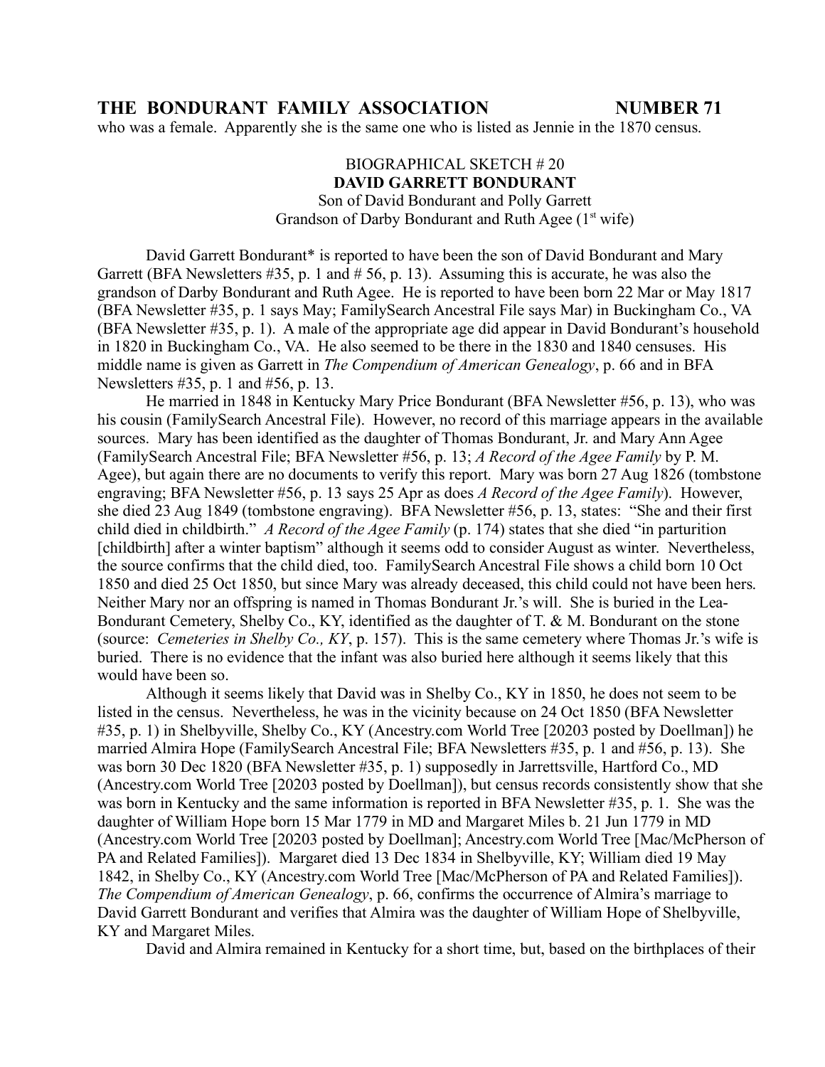who was a female. Apparently she is the same one who is listed as Jennie in the 1870 census.

BIOGRAPHICAL SKETCH # 20
**DAVID GARRETT BONDURANT**
Son of David Bondurant and Polly Garrett
Grandson of Darby Bondurant and Ruth Agee (1st wife)

David Garrett Bondurant* is reported to have been the son of David Bondurant and Mary Garrett (BFA Newsletters #35, p. 1 and # 56, p. 13). Assuming this is accurate, he was also the grandson of Darby Bondurant and Ruth Agee. He is reported to have been born 22 Mar or May 1817 (BFA Newsletter #35, p. 1 says May; FamilySearch Ancestral File says Mar) in Buckingham Co., VA (BFA Newsletter #35, p. 1). A male of the appropriate age did appear in David Bondurant's household in 1820 in Buckingham Co., VA. He also seemed to be there in the 1830 and 1840 censuses. His middle name is given as Garrett in *The Compendium of American Genealogy*, p. 66 and in BFA Newsletters #35, p. 1 and #56, p. 13.

He married in 1848 in Kentucky Mary Price Bondurant (BFA Newsletter #56, p. 13), who was his cousin (FamilySearch Ancestral File). However, no record of this marriage appears in the available sources. Mary has been identified as the daughter of Thomas Bondurant, Jr. and Mary Ann Agee (FamilySearch Ancestral File; BFA Newsletter #56, p. 13; *A Record of the Agee Family* by P. M. Agee), but again there are no documents to verify this report. Mary was born 27 Aug 1826 (tombstone engraving; BFA Newsletter #56, p. 13 says 25 Apr as does *A Record of the Agee Family*). However, she died 23 Aug 1849 (tombstone engraving). BFA Newsletter #56, p. 13, states: "She and their first child died in childbirth." *A Record of the Agee Family* (p. 174) states that she died "in parturition [childbirth] after a winter baptism" although it seems odd to consider August as winter. Nevertheless, the source confirms that the child died, too. FamilySearch Ancestral File shows a child born 10 Oct 1850 and died 25 Oct 1850, but since Mary was already deceased, this child could not have been hers. Neither Mary nor an offspring is named in Thomas Bondurant Jr.'s will. She is buried in the Lea-Bondurant Cemetery, Shelby Co., KY, identified as the daughter of T. & M. Bondurant on the stone (source: *Cemeteries in Shelby Co., KY*, p. 157). This is the same cemetery where Thomas Jr.'s wife is buried. There is no evidence that the infant was also buried here although it seems likely that this would have been so.

Although it seems likely that David was in Shelby Co., KY in 1850, he does not seem to be listed in the census. Nevertheless, he was in the vicinity because on 24 Oct 1850 (BFA Newsletter #35, p. 1) in Shelbyville, Shelby Co., KY (Ancestry.com World Tree [20203 posted by Doellman]) he married Almira Hope (FamilySearch Ancestral File; BFA Newsletters #35, p. 1 and #56, p. 13). She was born 30 Dec 1820 (BFA Newsletter #35, p. 1) supposedly in Jarrettsville, Hartford Co., MD (Ancestry.com World Tree [20203 posted by Doellman]), but census records consistently show that she was born in Kentucky and the same information is reported in BFA Newsletter #35, p. 1. She was the daughter of William Hope born 15 Mar 1779 in MD and Margaret Miles b. 21 Jun 1779 in MD (Ancestry.com World Tree [20203 posted by Doellman]; Ancestry.com World Tree [Mac/McPherson of PA and Related Families]). Margaret died 13 Dec 1834 in Shelbyville, KY; William died 19 May 1842, in Shelby Co., KY (Ancestry.com World Tree [Mac/McPherson of PA and Related Families]). *The Compendium of American Genealogy*, p. 66, confirms the occurrence of Almira's marriage to David Garrett Bondurant and verifies that Almira was the daughter of William Hope of Shelbyville, KY and Margaret Miles.

David and Almira remained in Kentucky for a short time, but, based on the birthplaces of their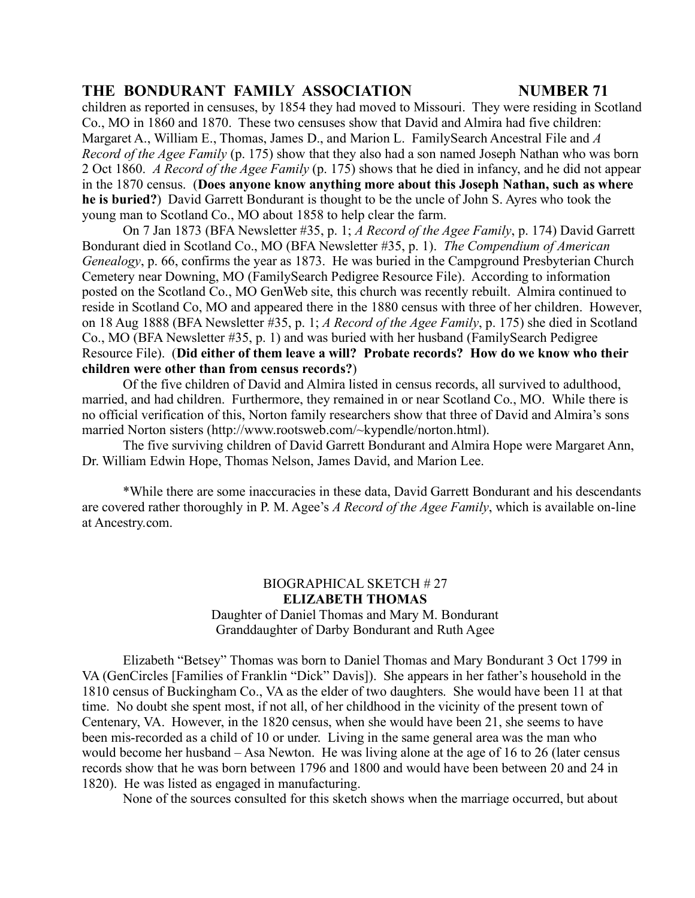children as reported in censuses, by 1854 they had moved to Missouri. They were residing in Scotland Co., MO in 1860 and 1870. These two censuses show that David and Almira had five children: Margaret A., William E., Thomas, James D., and Marion L. FamilySearch Ancestral File and *A Record of the Agee Family* (p. 175) show that they also had a son named Joseph Nathan who was born 2 Oct 1860. *A Record of the Agee Family* (p. 175) shows that he died in infancy, and he did not appear in the 1870 census. (**Does anyone know anything more about this Joseph Nathan, such as where he is buried?**) David Garrett Bondurant is thought to be the uncle of John S. Ayres who took the young man to Scotland Co., MO about 1858 to help clear the farm.

On 7 Jan 1873 (BFA Newsletter #35, p. 1; *A Record of the Agee Family*, p. 174) David Garrett Bondurant died in Scotland Co., MO (BFA Newsletter #35, p. 1). *The Compendium of American Genealogy*, p. 66, confirms the year as 1873. He was buried in the Campground Presbyterian Church Cemetery near Downing, MO (FamilySearch Pedigree Resource File). According to information posted on the Scotland Co., MO GenWeb site, this church was recently rebuilt. Almira continued to reside in Scotland Co, MO and appeared there in the 1880 census with three of her children. However, on 18 Aug 1888 (BFA Newsletter #35, p. 1; *A Record of the Agee Family*, p. 175) she died in Scotland Co., MO (BFA Newsletter #35, p. 1) and was buried with her husband (FamilySearch Pedigree Resource File). (**Did either of them leave a will? Probate records? How do we know who their children were other than from census records?**)

Of the five children of David and Almira listed in census records, all survived to adulthood, married, and had children. Furthermore, they remained in or near Scotland Co., MO. While there is no official verification of this, Norton family researchers show that three of David and Almira's sons married Norton sisters (http://www.rootsweb.com/~kypendle/norton.html).

The five surviving children of David Garrett Bondurant and Almira Hope were Margaret Ann, Dr. William Edwin Hope, Thomas Nelson, James David, and Marion Lee.

*While there are some inaccuracies in these data, David Garrett Bondurant and his descendants are covered rather thoroughly in P. M. Agee's *A Record of the Agee Family*, which is available on-line at Ancestry.com.

## BIOGRAPHICAL SKETCH # 27
## ELIZABETH THOMAS

Daughter of Daniel Thomas and Mary M. Bondurant
Granddaughter of Darby Bondurant and Ruth Agee

Elizabeth "Betsey" Thomas was born to Daniel Thomas and Mary Bondurant 3 Oct 1799 in VA (GenCircles [Families of Franklin "Dick" Davis]). She appears in her father's household in the 1810 census of Buckingham Co., VA as the elder of two daughters. She would have been 11 at that time. No doubt she spent most, if not all, of her childhood in the vicinity of the present town of Centenary, VA. However, in the 1820 census, when she would have been 21, she seems to have been mis-recorded as a child of 10 or under. Living in the same general area was the man who would become her husband – Asa Newton. He was living alone at the age of 16 to 26 (later census records show that he was born between 1796 and 1800 and would have been between 20 and 24 in 1820). He was listed as engaged in manufacturing.

None of the sources consulted for this sketch shows when the marriage occurred, but about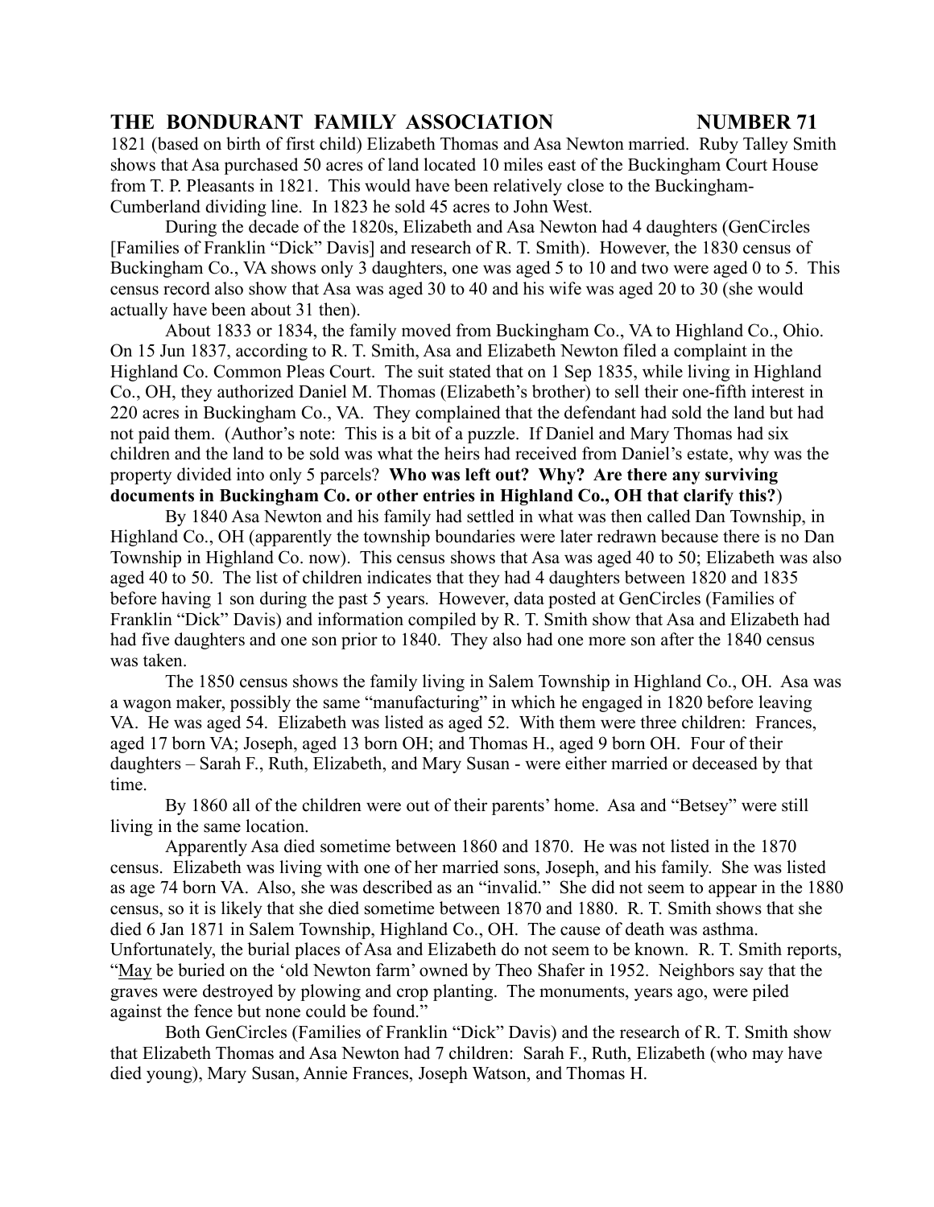1821 (based on birth of first child) Elizabeth Thomas and Asa Newton married. Ruby Talley Smith shows that Asa purchased 50 acres of land located 10 miles east of the Buckingham Court House from T. P. Pleasants in 1821. This would have been relatively close to the Buckingham-Cumberland dividing line. In 1823 he sold 45 acres to John West.

During the decade of the 1820s, Elizabeth and Asa Newton had 4 daughters (GenCircles [Families of Franklin "Dick" Davis] and research of R. T. Smith). However, the 1830 census of Buckingham Co., VA shows only 3 daughters, one was aged 5 to 10 and two were aged 0 to 5. This census record also show that Asa was aged 30 to 40 and his wife was aged 20 to 30 (she would actually have been about 31 then).

About 1833 or 1834, the family moved from Buckingham Co., VA to Highland Co., Ohio. On 15 Jun 1837, according to R. T. Smith, Asa and Elizabeth Newton filed a complaint in the Highland Co. Common Pleas Court. The suit stated that on 1 Sep 1835, while living in Highland Co., OH, they authorized Daniel M. Thomas (Elizabeth's brother) to sell their one-fifth interest in 220 acres in Buckingham Co., VA. They complained that the defendant had sold the land but had not paid them. (Author's note: This is a bit of a puzzle. If Daniel and Mary Thomas had six children and the land to be sold was what the heirs had received from Daniel's estate, why was the property divided into only 5 parcels? **Who was left out? Why? Are there any surviving documents in Buckingham Co. or other entries in Highland Co., OH that clarify this?**)

By 1840 Asa Newton and his family had settled in what was then called Dan Township, in Highland Co., OH (apparently the township boundaries were later redrawn because there is no Dan Township in Highland Co. now). This census shows that Asa was aged 40 to 50; Elizabeth was also aged 40 to 50. The list of children indicates that they had 4 daughters between 1820 and 1835 before having 1 son during the past 5 years. However, data posted at GenCircles (Families of Franklin "Dick" Davis) and information compiled by R. T. Smith show that Asa and Elizabeth had had five daughters and one son prior to 1840. They also had one more son after the 1840 census was taken.

The 1850 census shows the family living in Salem Township in Highland Co., OH. Asa was a wagon maker, possibly the same "manufacturing" in which he engaged in 1820 before leaving VA. He was aged 54. Elizabeth was listed as aged 52. With them were three children: Frances, aged 17 born VA; Joseph, aged 13 born OH; and Thomas H., aged 9 born OH. Four of their daughters – Sarah F., Ruth, Elizabeth, and Mary Susan - were either married or deceased by that time.

By 1860 all of the children were out of their parents' home. Asa and "Betsey" were still living in the same location.

Apparently Asa died sometime between 1860 and 1870. He was not listed in the 1870 census. Elizabeth was living with one of her married sons, Joseph, and his family. She was listed as age 74 born VA. Also, she was described as an "invalid." She did not seem to appear in the 1880 census, so it is likely that she died sometime between 1870 and 1880. R. T. Smith shows that she died 6 Jan 1871 in Salem Township, Highland Co., OH. The cause of death was asthma. Unfortunately, the burial places of Asa and Elizabeth do not seem to be known. R. T. Smith reports, "<u>May</u> be buried on the 'old Newton farm' owned by Theo Shafer in 1952. Neighbors say that the graves were destroyed by plowing and crop planting. The monuments, years ago, were piled against the fence but none could be found."

Both GenCircles (Families of Franklin "Dick" Davis) and the research of R. T. Smith show that Elizabeth Thomas and Asa Newton had 7 children: Sarah F., Ruth, Elizabeth (who may have died young), Mary Susan, Annie Frances, Joseph Watson, and Thomas H.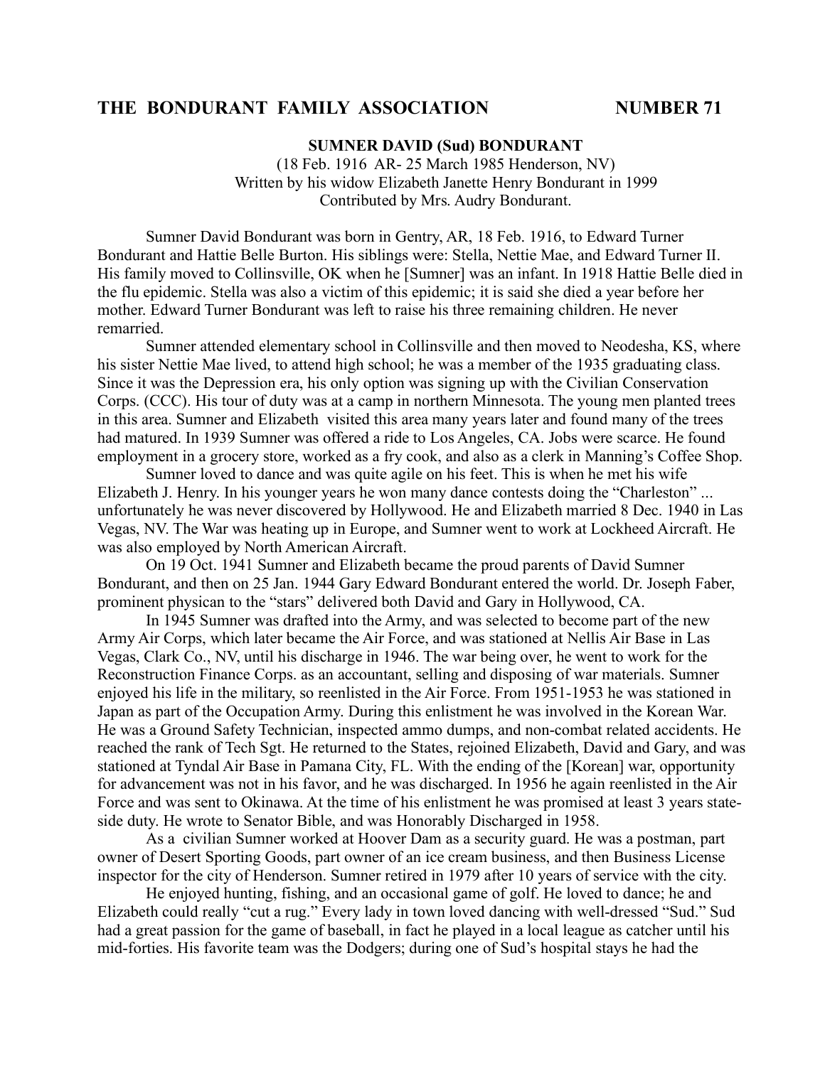## THE BONDURANT FAMILY ASSOCIATION NUMBER 71

### SUMNER DAVID (Sud) BONDURANT

(18 Feb. 1916 AR- 25 March 1985 Henderson, NV)
Written by his widow Elizabeth Janette Henry Bondurant in 1999
Contributed by Mrs. Audry Bondurant.

Sumner David Bondurant was born in Gentry, AR, 18 Feb. 1916, to Edward Turner Bondurant and Hattie Belle Burton. His siblings were: Stella, Nettie Mae, and Edward Turner II. His family moved to Collinsville, OK when he [Sumner] was an infant. In 1918 Hattie Belle died in the flu epidemic. Stella was also a victim of this epidemic; it is said she died a year before her mother. Edward Turner Bondurant was left to raise his three remaining children. He never remarried.

Sumner attended elementary school in Collinsville and then moved to Neodesha, KS, where his sister Nettie Mae lived, to attend high school; he was a member of the 1935 graduating class. Since it was the Depression era, his only option was signing up with the Civilian Conservation Corps. (CCC). His tour of duty was at a camp in northern Minnesota. The young men planted trees in this area. Sumner and Elizabeth visited this area many years later and found many of the trees had matured. In 1939 Sumner was offered a ride to Los Angeles, CA. Jobs were scarce. He found employment in a grocery store, worked as a fry cook, and also as a clerk in Manning's Coffee Shop.

Sumner loved to dance and was quite agile on his feet. This is when he met his wife Elizabeth J. Henry. In his younger years he won many dance contests doing the "Charleston" ... unfortunately he was never discovered by Hollywood. He and Elizabeth married 8 Dec. 1940 in Las Vegas, NV. The War was heating up in Europe, and Sumner went to work at Lockheed Aircraft. He was also employed by North American Aircraft.

On 19 Oct. 1941 Sumner and Elizabeth became the proud parents of David Sumner Bondurant, and then on 25 Jan. 1944 Gary Edward Bondurant entered the world. Dr. Joseph Faber, prominent physican to the "stars" delivered both David and Gary in Hollywood, CA.

In 1945 Sumner was drafted into the Army, and was selected to become part of the new Army Air Corps, which later became the Air Force, and was stationed at Nellis Air Base in Las Vegas, Clark Co., NV, until his discharge in 1946. The war being over, he went to work for the Reconstruction Finance Corps. as an accountant, selling and disposing of war materials. Sumner enjoyed his life in the military, so reenlisted in the Air Force. From 1951-1953 he was stationed in Japan as part of the Occupation Army. During this enlistment he was involved in the Korean War. He was a Ground Safety Technician, inspected ammo dumps, and non-combat related accidents. He reached the rank of Tech Sgt. He returned to the States, rejoined Elizabeth, David and Gary, and was stationed at Tyndal Air Base in Pamana City, FL. With the ending of the [Korean] war, opportunity for advancement was not in his favor, and he was discharged. In 1956 he again reenlisted in the Air Force and was sent to Okinawa. At the time of his enlistment he was promised at least 3 years state-side duty. He wrote to Senator Bible, and was Honorably Discharged in 1958.

As a civilian Sumner worked at Hoover Dam as a security guard. He was a postman, part owner of Desert Sporting Goods, part owner of an ice cream business, and then Business License inspector for the city of Henderson. Sumner retired in 1979 after 10 years of service with the city.

He enjoyed hunting, fishing, and an occasional game of golf. He loved to dance; he and Elizabeth could really "cut a rug." Every lady in town loved dancing with well-dressed "Sud." Sud had a great passion for the game of baseball, in fact he played in a local league as catcher until his mid-forties. His favorite team was the Dodgers; during one of Sud's hospital stays he had the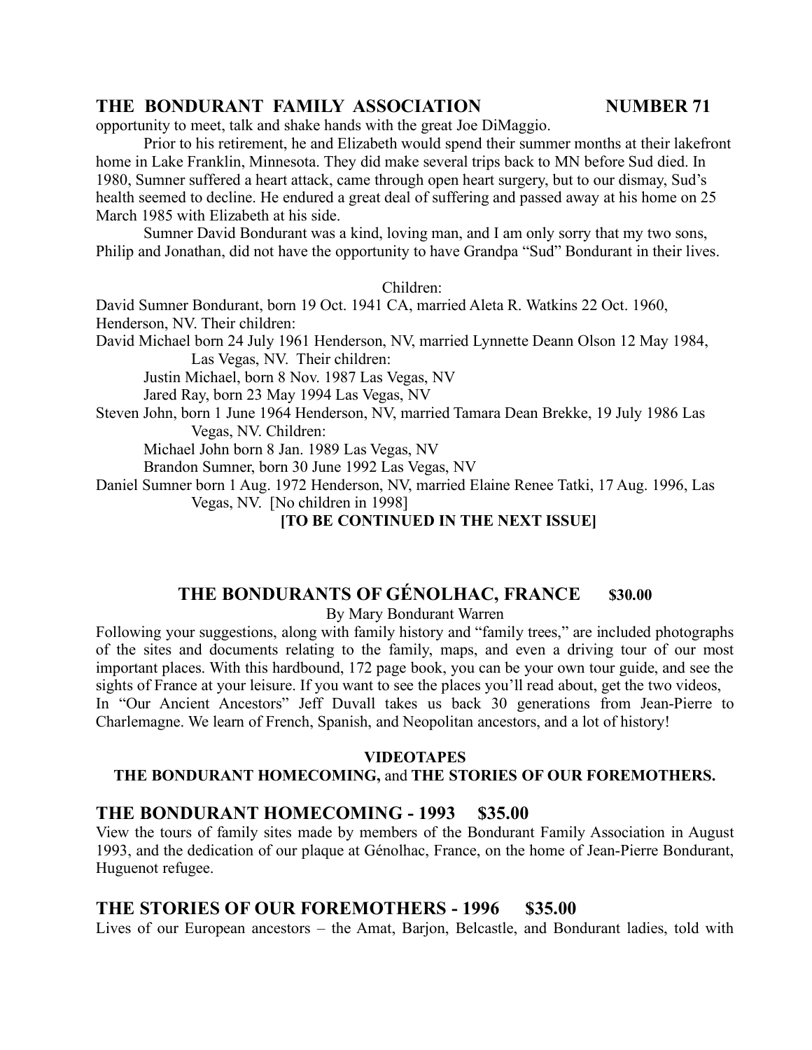opportunity to meet, talk and shake hands with the great Joe DiMaggio.

Prior to his retirement, he and Elizabeth would spend their summer months at their lakefront home in Lake Franklin, Minnesota. They did make several trips back to MN before Sud died. In 1980, Sumner suffered a heart attack, came through open heart surgery, but to our dismay, Sud's health seemed to decline. He endured a great deal of suffering and passed away at his home on 25 March 1985 with Elizabeth at his side.

Sumner David Bondurant was a kind, loving man, and I am only sorry that my two sons, Philip and Jonathan, did not have the opportunity to have Grandpa "Sud" Bondurant in their lives.

Children:

David Sumner Bondurant, born 19 Oct. 1941 CA, married Aleta R. Watkins 22 Oct. 1960, Henderson, NV. Their children:

David Michael born 24 July 1961 Henderson, NV, married Lynnette Deann Olson 12 May 1984, Las Vegas, NV. Their children:

Justin Michael, born 8 Nov. 1987 Las Vegas, NV

Jared Ray, born 23 May 1994 Las Vegas, NV

Steven John, born 1 June 1964 Henderson, NV, married Tamara Dean Brekke, 19 July 1986 Las Vegas, NV. Children:

Michael John born 8 Jan. 1989 Las Vegas, NV

Brandon Sumner, born 30 June 1992 Las Vegas, NV

Daniel Sumner born 1 Aug. 1972 Henderson, NV, married Elaine Renee Tatki, 17 Aug. 1996, Las Vegas, NV. [No children in 1998]

**[TO BE CONTINUED IN THE NEXT ISSUE]**

## THE BONDURANTS OF GÉNOLHAC, FRANCE $30.00

By Mary Bondurant Warren

Following your suggestions, along with family history and "family trees," are included photographs of the sites and documents relating to the family, maps, and even a driving tour of our most important places. With this hardbound, 172 page book, you can be your own tour guide, and see the sights of France at your leisure. If you want to see the places you'll read about, get the two videos, In "Our Ancient Ancestors" Jeff Duvall takes us back 30 generations from Jean-Pierre to Charlemagne. We learn of French, Spanish, and Neopolitan ancestors, and a lot of history!

**VIDEOTAPES**

**THE BONDURANT HOMECOMING,** and **THE STORIES OF OUR FOREMOTHERS.**

## THE BONDURANT HOMECOMING - 1993 $35.00

View the tours of family sites made by members of the Bondurant Family Association in August 1993, and the dedication of our plaque at Génolhac, France, on the home of Jean-Pierre Bondurant, Huguenot refugee.

## THE STORIES OF OUR FOREMOTHERS - 1996 $35.00

Lives of our European ancestors – the Amat, Barjon, Belcastle, and Bondurant ladies, told with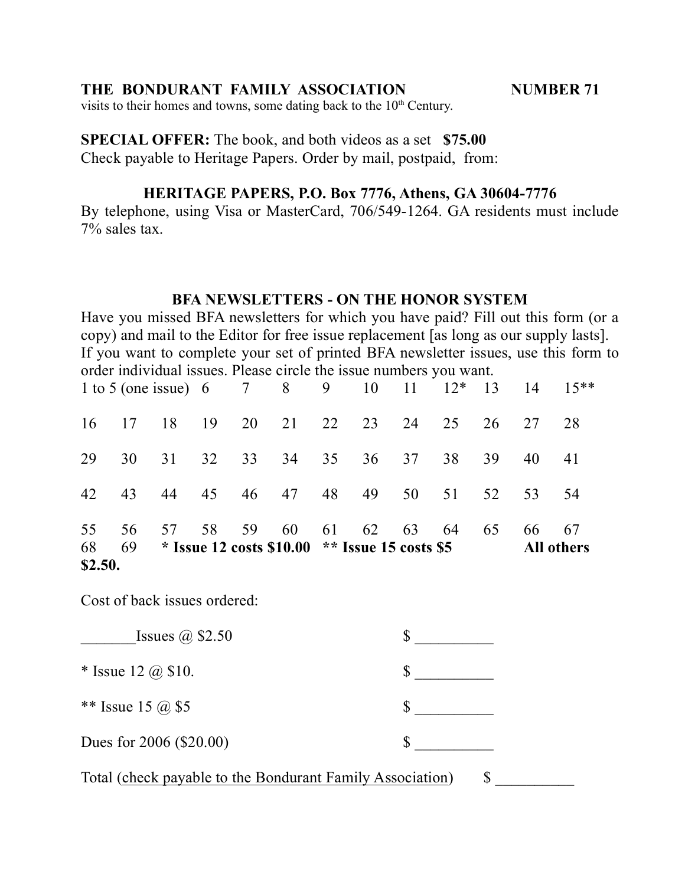visits to their homes and towns, some dating back to the 10th Century.

**SPECIAL OFFER:** The book, and both videos as a set **$75.00**
Check payable to Heritage Papers. Order by mail, postpaid, from:

**HERITAGE PAPERS, P.O. Box 7776, Athens, GA 30604-7776**

By telephone, using Visa or MasterCard, 706/549-1264. GA residents must include 7% sales tax.

### BFA NEWSLETTERS - ON THE HONOR SYSTEM

Have you missed BFA newsletters for which you have paid? Fill out this form (or a copy) and mail to the Editor for free issue replacement [as long as our supply lasts]. If you want to complete your set of printed BFA newsletter issues, use this form to order individual issues. Please circle the issue numbers you want.

1 to 5 (one issue) 6 7 8 9 10 11 12* 13 14 15**

16 17 18 19 20 21 22 23 24 25 26 27 28

29 30 31 32 33 34 35 36 37 38 39 40 41

42 43 44 45 46 47 48 49 50 51 52 53 54

55 56 57 58 59 60 61 62 63 64 65 66 67

68 69 **\* Issue 12 costs $10.00 \*\* Issue 15 costs $5 All others $2.50.**

Cost of back issues ordered:

_______Issues @ $2.50 $ __________

\* Issue 12 @ $10. $ __________

\*\* Issue 15 @ $5 $ __________

Dues for 2006 ($20.00) $ __________

Total (check payable to the Bondurant Family Association) $ __________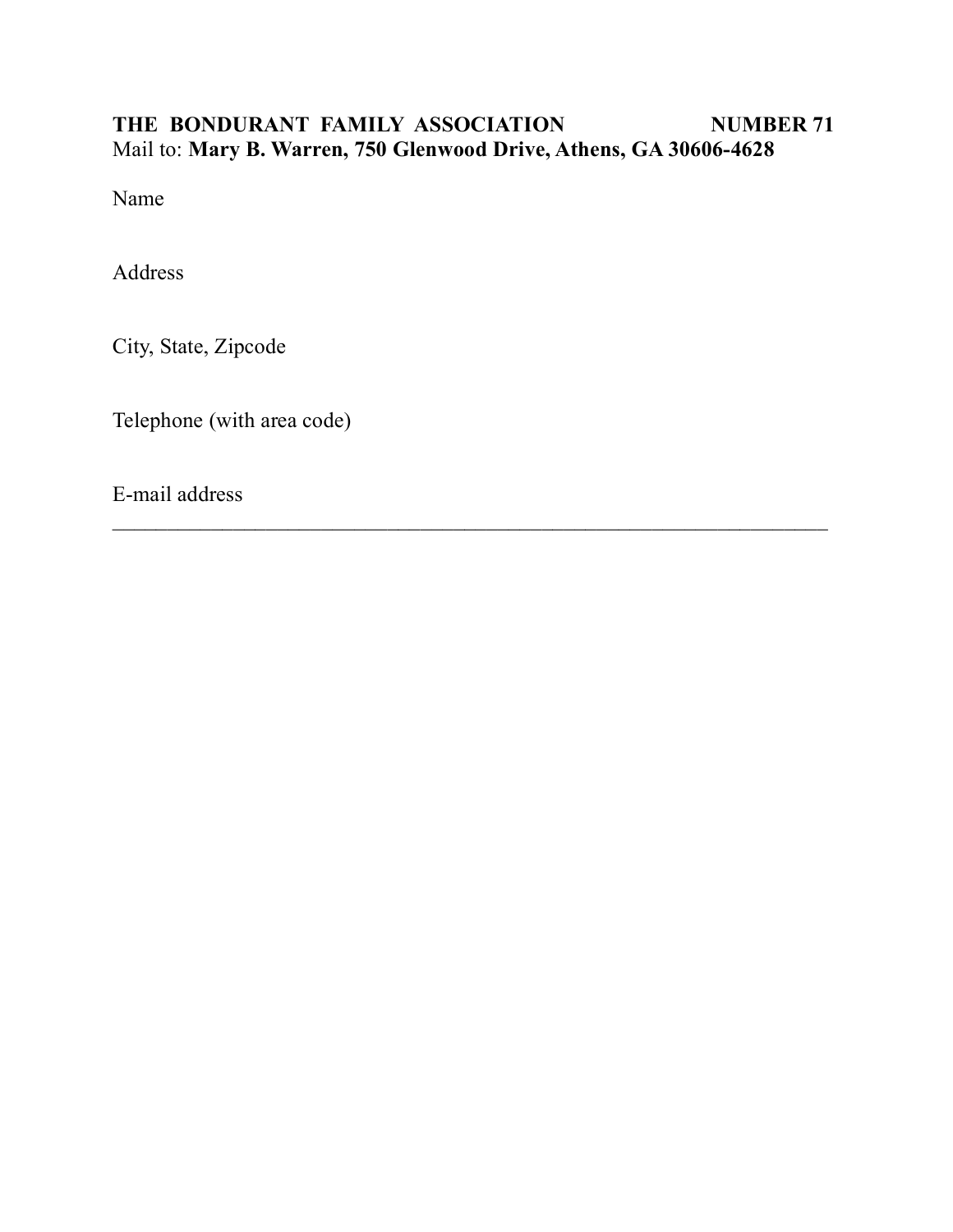**THE BONDURANT FAMILY ASSOCIATION NUMBER 71**

Mail to: **Mary B. Warren, 750 Glenwood Drive, Athens, GA 30606-4628**

Name

Address

City, State, Zipcode

Telephone (with area code)

E-mail address

---